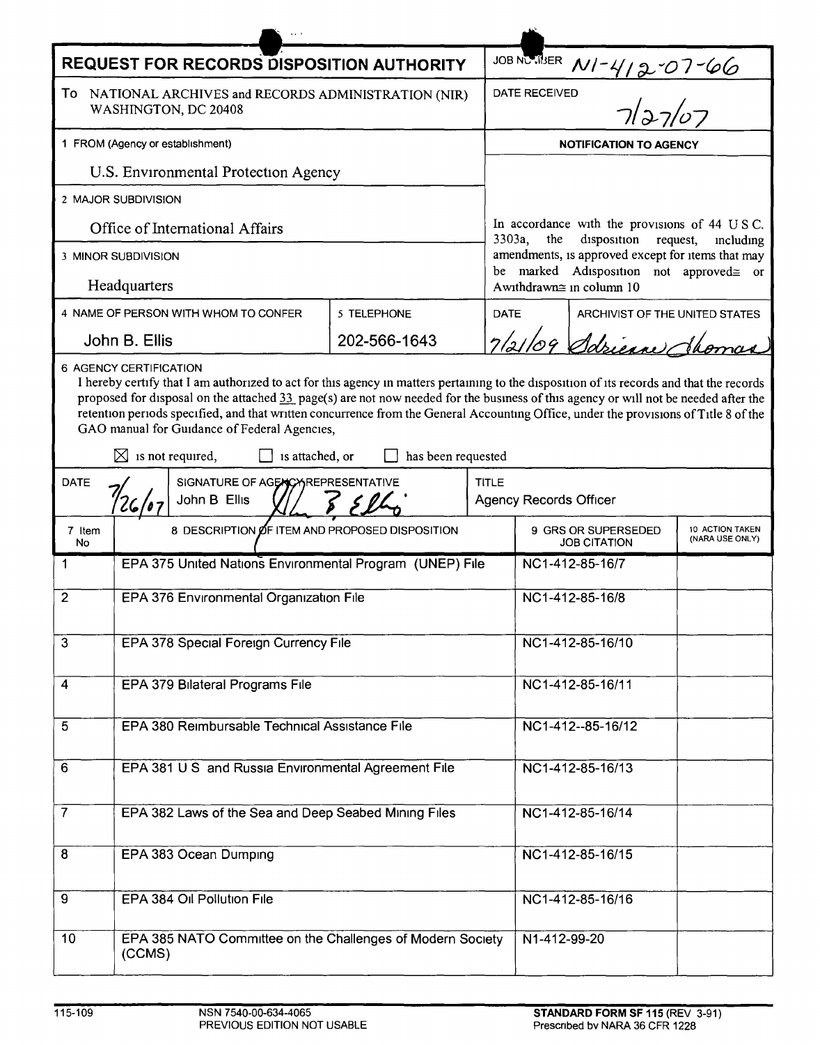# REQUEST FOR RECORDS DISPOSITION AUTHORITY

**JOB NUMBER** N1-412-07-66

**To** NATIONAL ARCHIVES and RECORDS ADMINISTRATION (NIR) WASHINGTON, DC 20408

**DATE RECEIVED** 7/27/07

**1 FROM (Agency or establishment)**
U.S. Environmental Protection Agency

**2 MAJOR SUBDIVISION**
Office of International Affairs

**3 MINOR SUBDIVISION**
Headquarters

**4 NAME OF PERSON WITH WHOM TO CONFER**
John B. Ellis

**5 TELEPHONE**
202-566-1643

**NOTIFICATION TO AGENCY**

In accordance with the provisions of 44 U S C. 3303a, the disposition request, including amendments, is approved except for items that may be marked Adisposition not approved≅ or Awithdrawn≅ in column 10

**DATE** 7/21/09 **ARCHIVIST OF THE UNITED STATES** Adrienne Thomas

**6 AGENCY CERTIFICATION**

I hereby certify that I am authorized to act for this agency in matters pertaining to the disposition of its records and that the records proposed for disposal on the attached 33 page(s) are not now needed for the business of this agency or will not be needed after the retention periods specified, and that written concurrence from the General Accounting Office, under the provisions of Title 8 of the GAO manual for Guidance of Federal Agencies,

☒ is not required, ☐ is attached, or ☐ has been requested

**DATE** 7/26/07 **SIGNATURE OF AGENCY REPRESENTATIVE** John B Ellis **TITLE** Agency Records Officer

| 7 Item No | 8 DESCRIPTION OF ITEM AND PROPOSED DISPOSITION | 9 GRS OR SUPERSEDED JOB CITATION | 10 ACTION TAKEN (NARA USE ONLY) |
|---|---|---|---|
| 1 | EPA 375 United Nations Environmental Program (UNEP) File | NC1-412-85-16/7 | |
| 2 | EPA 376 Environmental Organization File | NC1-412-85-16/8 | |
| 3 | EPA 378 Special Foreign Currency File | NC1-412-85-16/10 | |
| 4 | EPA 379 Bilateral Programs File | NC1-412-85-16/11 | |
| 5 | EPA 380 Reimbursable Technical Assistance File | NC1-412--85-16/12 | |
| 6 | EPA 381 U S and Russia Environmental Agreement File | NC1-412-85-16/13 | |
| 7 | EPA 382 Laws of the Sea and Deep Seabed Mining Files | NC1-412-85-16/14 | |
| 8 | EPA 383 Ocean Dumping | NC1-412-85-16/15 | |
| 9 | EPA 384 Oil Pollution File | NC1-412-85-16/16 | |
| 10 | EPA 385 NATO Committee on the Challenges of Modern Society (CCMS) | N1-412-99-20 | |

115-109 NSN 7540-00-634-4065 PREVIOUS EDITION NOT USABLE

**STANDARD FORM SF 115** (REV 3-91) Prescribed by NARA 36 CFR 1228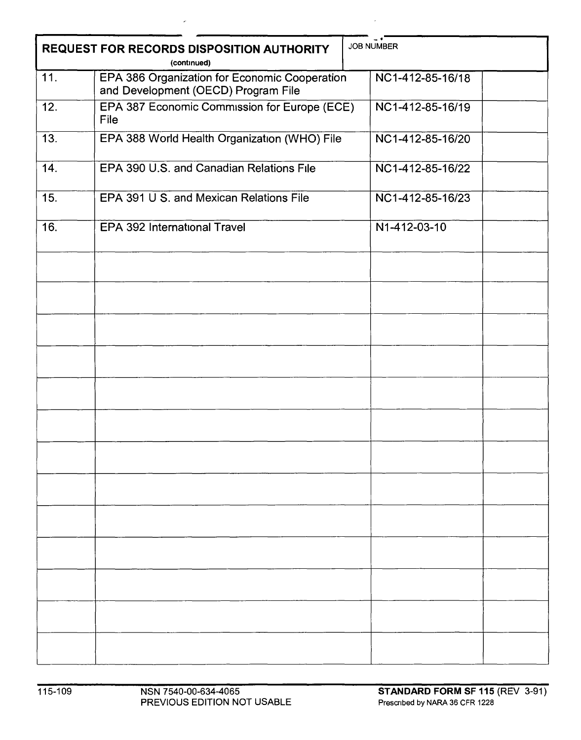## REQUEST FOR RECORDS DISPOSITION AUTHORITY

(continued)

JOB NUMBER

| | | | |
|---|---|---|---|
| 11. | EPA 386 Organization for Economic Cooperation and Development (OECD) Program File | NC1-412-85-16/18 | |
| 12. | EPA 387 Economic Commission for Europe (ECE) File | NC1-412-85-16/19 | |
| 13. | EPA 388 World Health Organization (WHO) File | NC1-412-85-16/20 | |
| 14. | EPA 390 U.S. and Canadian Relations File | NC1-412-85-16/22 | |
| 15. | EPA 391 U S. and Mexican Relations File | NC1-412-85-16/23 | |
| 16. | EPA 392 International Travel | N1-412-03-10 | |
| | | | |
| | | | |
| | | | |
| | | | |
| | | | |
| | | | |
| | | | |
| | | | |
| | | | |
| | | | |
| | | | |
| | | | |
| | | | |

115-109 NSN 7540-00-634-4065 PREVIOUS EDITION NOT USABLE

**STANDARD FORM SF 115** (REV 3-91) Prescribed by NARA 36 CFR 1228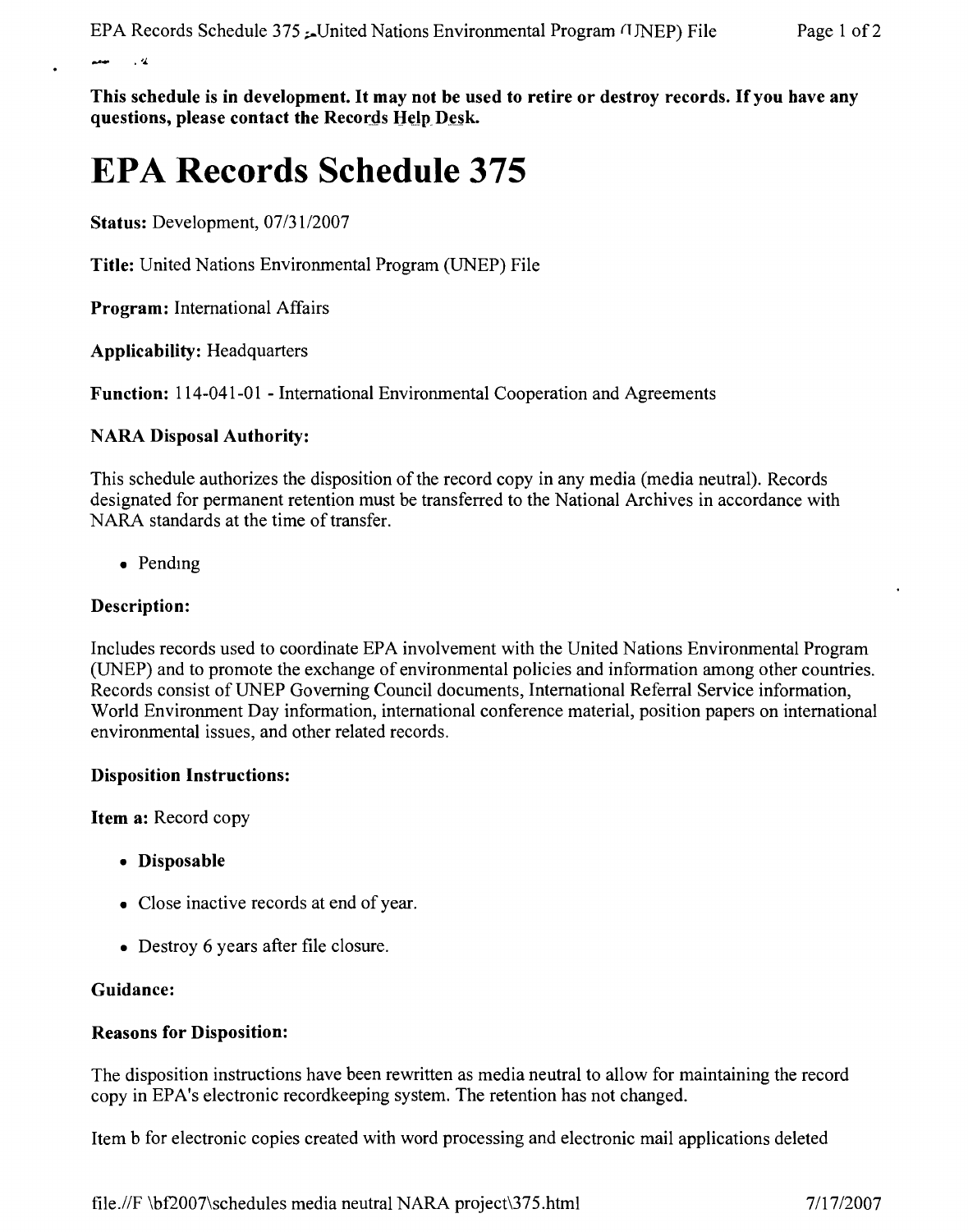**This schedule is in development. It may not be used to retire or destroy records. If you have any questions, please contact the Records Help Desk.**

# EPA Records Schedule 375

**Status:** Development, 07/31/2007

**Title:** United Nations Environmental Program (UNEP) File

**Program:** International Affairs

**Applicability:** Headquarters

**Function:** 114-041-01 - International Environmental Cooperation and Agreements

### NARA Disposal Authority:

This schedule authorizes the disposition of the record copy in any media (media neutral). Records designated for permanent retention must be transferred to the National Archives in accordance with NARA standards at the time of transfer.

- Pending

### Description:

Includes records used to coordinate EPA involvement with the United Nations Environmental Program (UNEP) and to promote the exchange of environmental policies and information among other countries. Records consist of UNEP Governing Council documents, International Referral Service information, World Environment Day information, international conference material, position papers on international environmental issues, and other related records.

### Disposition Instructions:

**Item a:** Record copy

- **Disposable**
- Close inactive records at end of year.
- Destroy 6 years after file closure.

### Guidance:

### Reasons for Disposition:

The disposition instructions have been rewritten as media neutral to allow for maintaining the record copy in EPA's electronic recordkeeping system. The retention has not changed.

Item b for electronic copies created with word processing and electronic mail applications deleted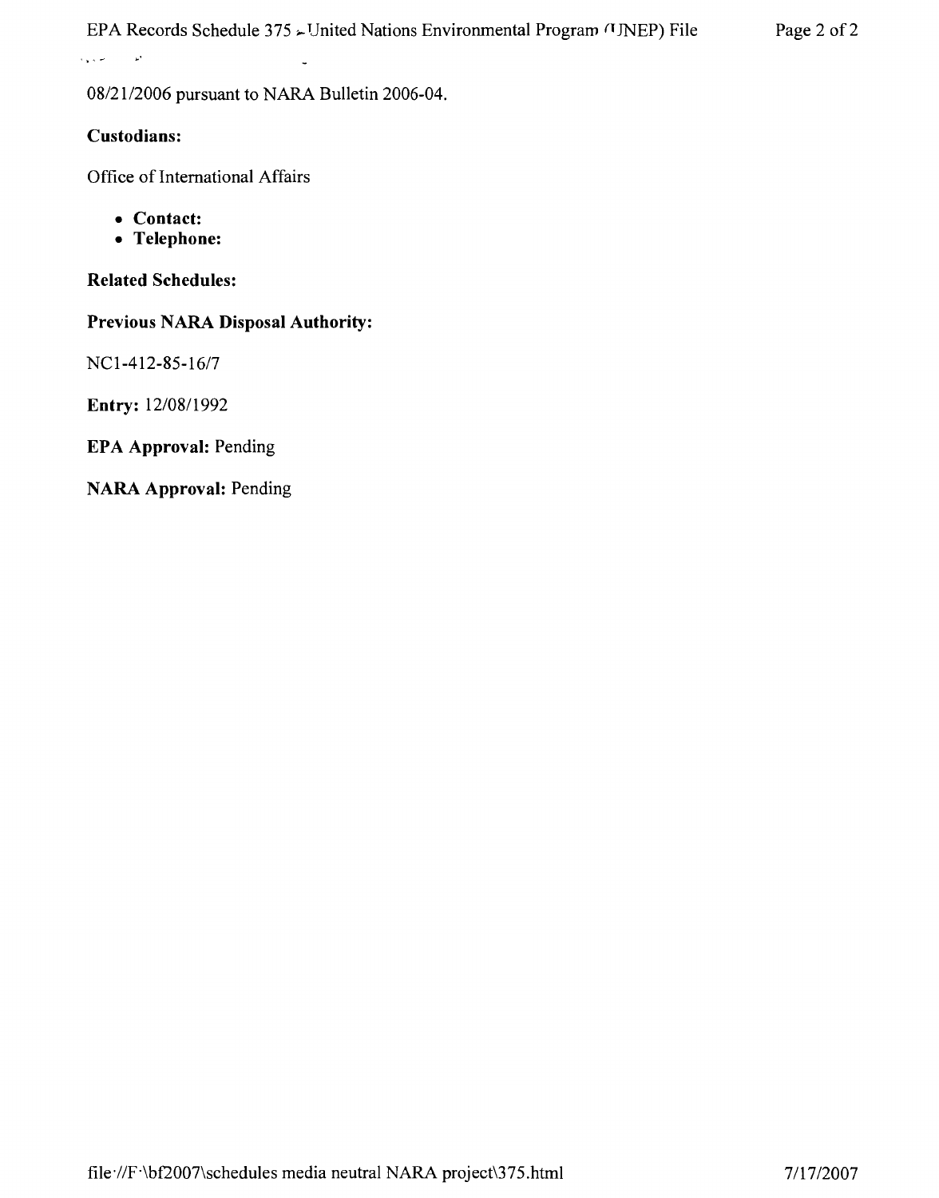08/21/2006 pursuant to NARA Bulletin 2006-04.

**Custodians:**

Office of International Affairs

- **Contact:**
- **Telephone:**

**Related Schedules:**

**Previous NARA Disposal Authority:**

NC1-412-85-16/7

**Entry:** 12/08/1992

**EPA Approval:** Pending

**NARA Approval:** Pending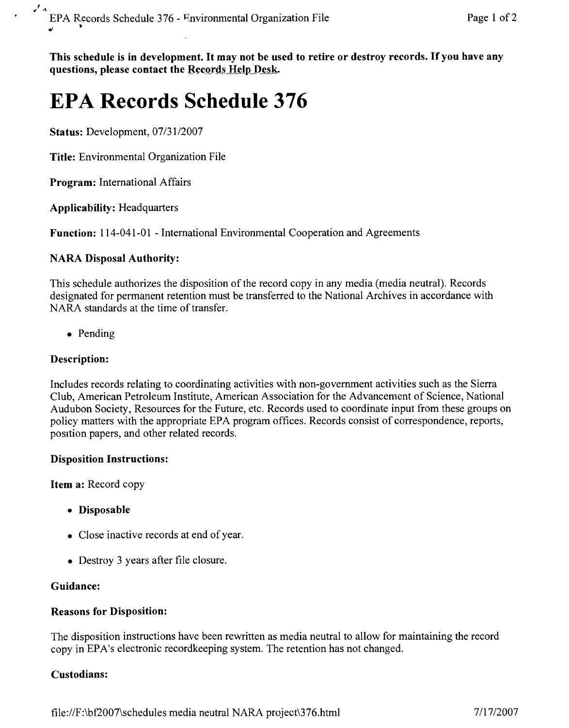**This schedule is in development. It may not be used to retire or destroy records. If you have any questions, please contact the Records Help Desk.**

# EPA Records Schedule 376

**Status:** Development, 07/31/2007

**Title:** Environmental Organization File

**Program:** International Affairs

**Applicability:** Headquarters

**Function:** 114-041-01 - International Environmental Cooperation and Agreements

### NARA Disposal Authority:

This schedule authorizes the disposition of the record copy in any media (media neutral). Records designated for permanent retention must be transferred to the National Archives in accordance with NARA standards at the time of transfer.

- Pending

### Description:

Includes records relating to coordinating activities with non-government activities such as the Sierra Club, American Petroleum Institute, American Association for the Advancement of Science, National Audubon Society, Resources for the Future, etc. Records used to coordinate input from these groups on policy matters with the appropriate EPA program offices. Records consist of correspondence, reports, position papers, and other related records.

### Disposition Instructions:

**Item a:** Record copy

- **Disposable**
- Close inactive records at end of year.
- Destroy 3 years after file closure.

### Guidance:

### Reasons for Disposition:

The disposition instructions have been rewritten as media neutral to allow for maintaining the record copy in EPA's electronic recordkeeping system. The retention has not changed.

### Custodians: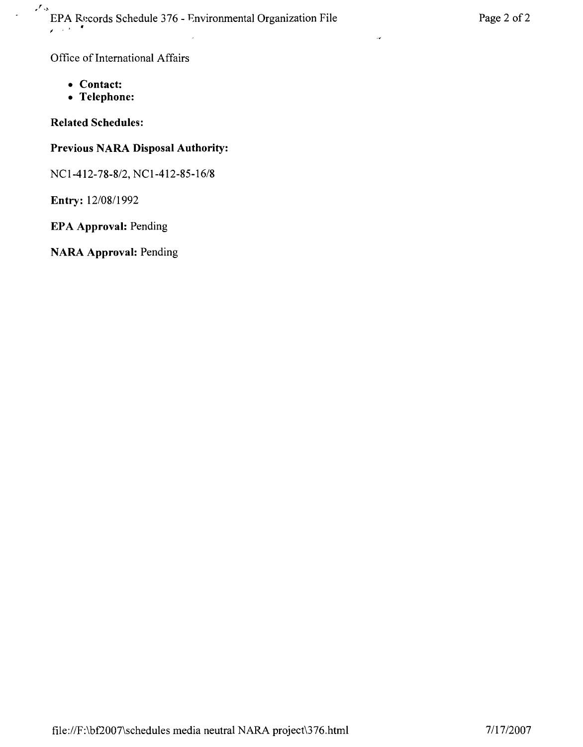Office of International Affairs

- **Contact:**
- **Telephone:**

**Related Schedules:**

**Previous NARA Disposal Authority:**

NC1-412-78-8/2, NC1-412-85-16/8

**Entry:** 12/08/1992

**EPA Approval:** Pending

**NARA Approval:** Pending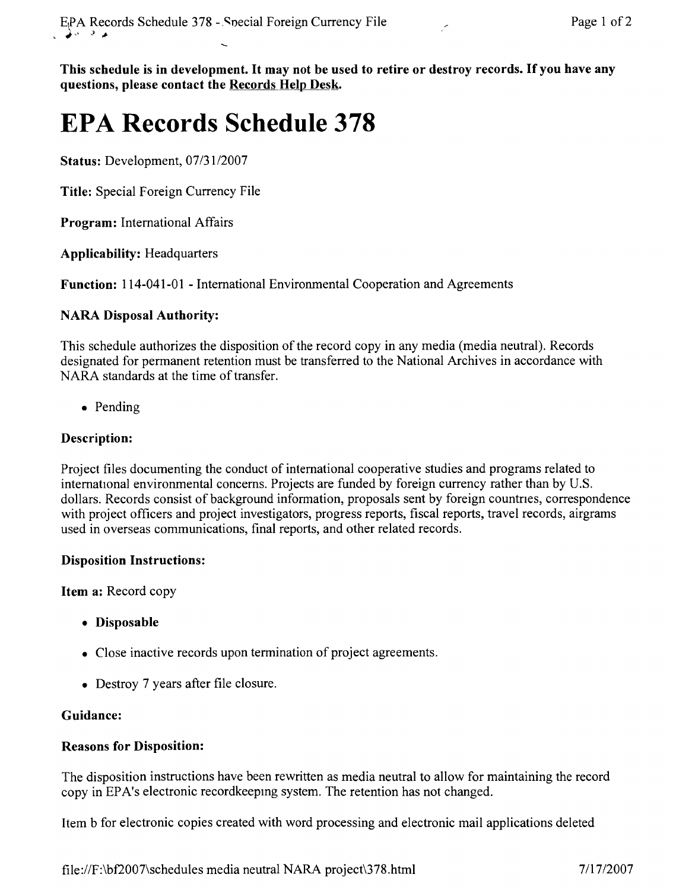**This schedule is in development. It may not be used to retire or destroy records. If you have any questions, please contact the Records Help Desk.**

# EPA Records Schedule 378

**Status:** Development, 07/31/2007

**Title:** Special Foreign Currency File

**Program:** International Affairs

**Applicability:** Headquarters

**Function:** 114-041-01 - International Environmental Cooperation and Agreements

### NARA Disposal Authority:

This schedule authorizes the disposition of the record copy in any media (media neutral). Records designated for permanent retention must be transferred to the National Archives in accordance with NARA standards at the time of transfer.

- Pending

### Description:

Project files documenting the conduct of international cooperative studies and programs related to international environmental concerns. Projects are funded by foreign currency rather than by U.S. dollars. Records consist of background information, proposals sent by foreign countries, correspondence with project officers and project investigators, progress reports, fiscal reports, travel records, airgrams used in overseas communications, final reports, and other related records.

### Disposition Instructions:

**Item a:** Record copy

- **Disposable**
- Close inactive records upon termination of project agreements.
- Destroy 7 years after file closure.

### Guidance:

### Reasons for Disposition:

The disposition instructions have been rewritten as media neutral to allow for maintaining the record copy in EPA's electronic recordkeeping system. The retention has not changed.

Item b for electronic copies created with word processing and electronic mail applications deleted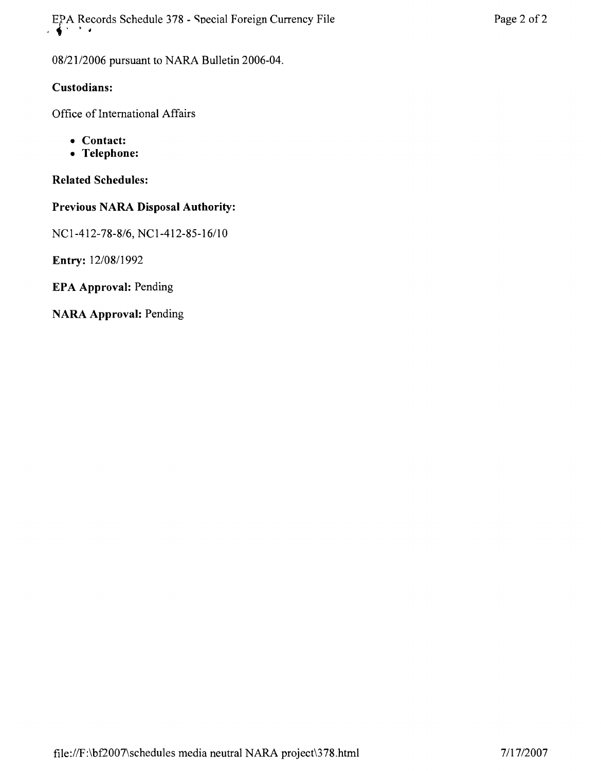08/21/2006 pursuant to NARA Bulletin 2006-04.

**Custodians:**

Office of International Affairs

- **Contact:**
- **Telephone:**

**Related Schedules:**

**Previous NARA Disposal Authority:**

NC1-412-78-8/6, NC1-412-85-16/10

**Entry:** 12/08/1992

**EPA Approval:** Pending

**NARA Approval:** Pending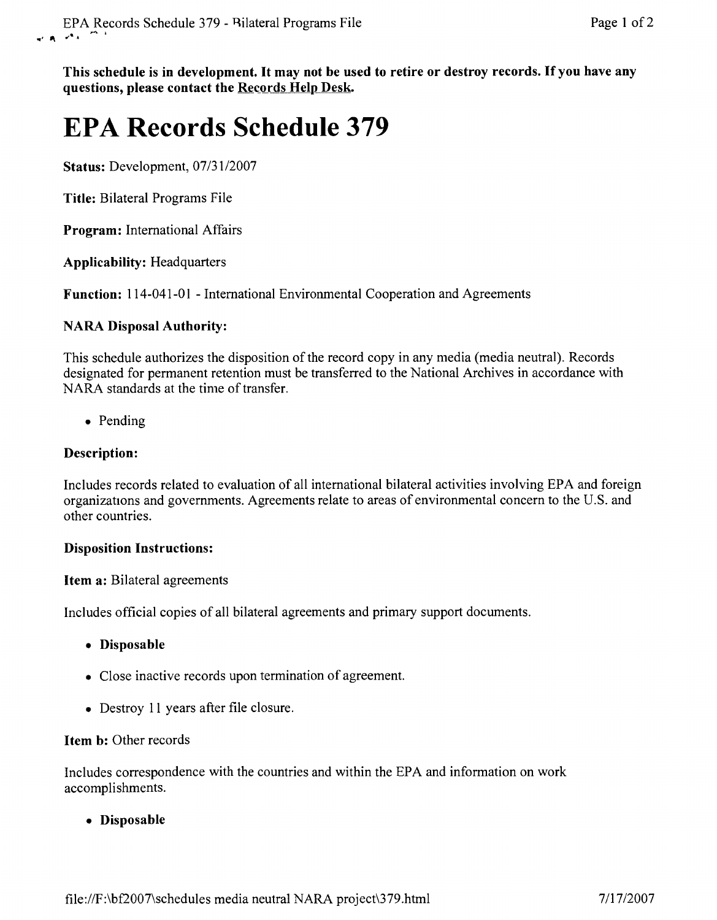**This schedule is in development. It may not be used to retire or destroy records. If you have any questions, please contact the Records Help Desk.**

# EPA Records Schedule 379

**Status:** Development, 07/31/2007

**Title:** Bilateral Programs File

**Program:** International Affairs

**Applicability:** Headquarters

**Function:** 114-041-01 - International Environmental Cooperation and Agreements

**NARA Disposal Authority:**

This schedule authorizes the disposition of the record copy in any media (media neutral). Records designated for permanent retention must be transferred to the National Archives in accordance with NARA standards at the time of transfer.

- Pending

**Description:**

Includes records related to evaluation of all international bilateral activities involving EPA and foreign organizations and governments. Agreements relate to areas of environmental concern to the U.S. and other countries.

**Disposition Instructions:**

**Item a:** Bilateral agreements

Includes official copies of all bilateral agreements and primary support documents.

- **Disposable**
- Close inactive records upon termination of agreement.
- Destroy 11 years after file closure.

**Item b:** Other records

Includes correspondence with the countries and within the EPA and information on work accomplishments.

- **Disposable**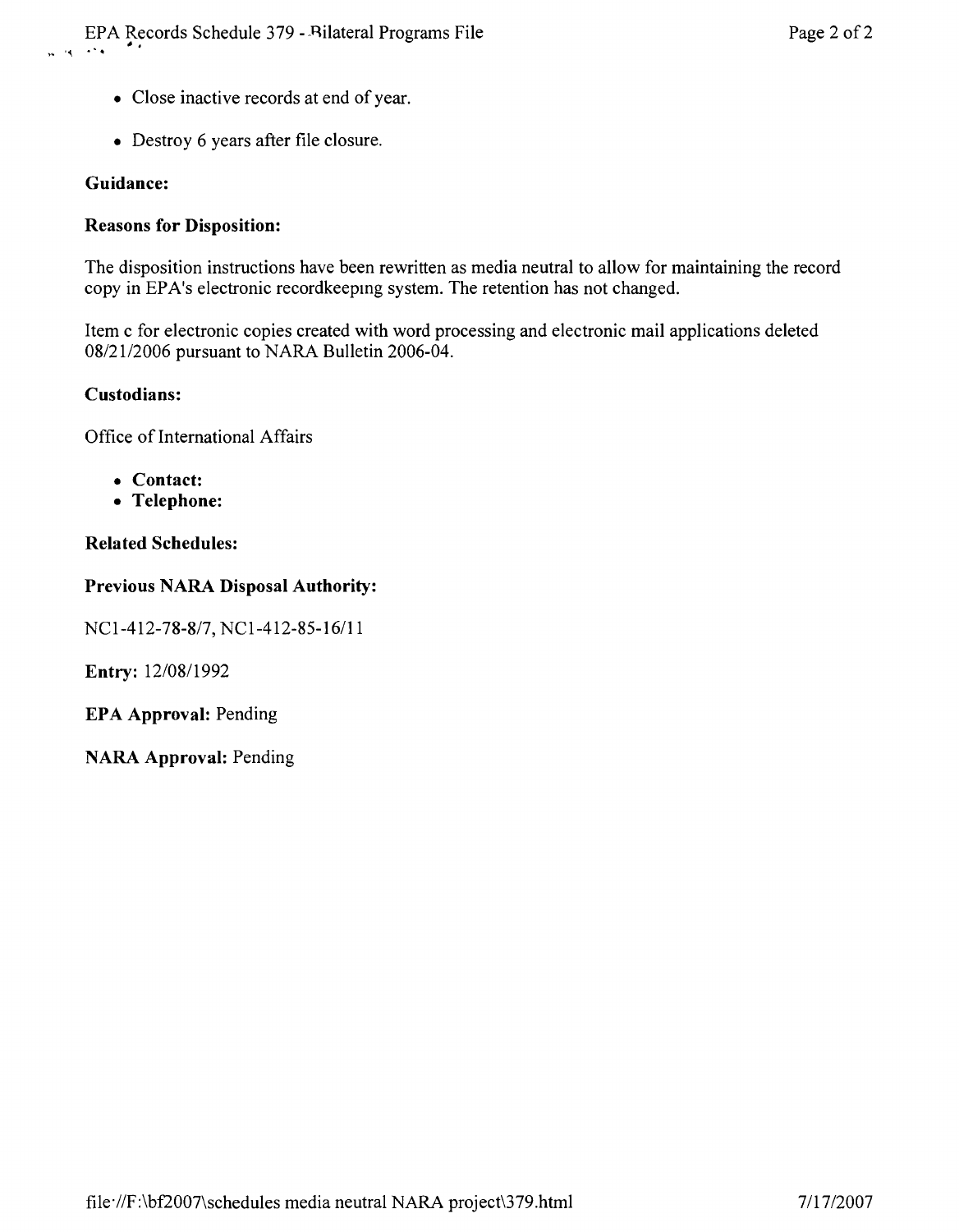- Close inactive records at end of year.
- Destroy 6 years after file closure.

**Guidance:**

**Reasons for Disposition:**

The disposition instructions have been rewritten as media neutral to allow for maintaining the record copy in EPA's electronic recordkeeping system. The retention has not changed.

Item c for electronic copies created with word processing and electronic mail applications deleted 08/21/2006 pursuant to NARA Bulletin 2006-04.

**Custodians:**

Office of International Affairs

- **Contact:**
- **Telephone:**

**Related Schedules:**

**Previous NARA Disposal Authority:**

NC1-412-78-8/7, NC1-412-85-16/11

**Entry:** 12/08/1992

**EPA Approval:** Pending

**NARA Approval:** Pending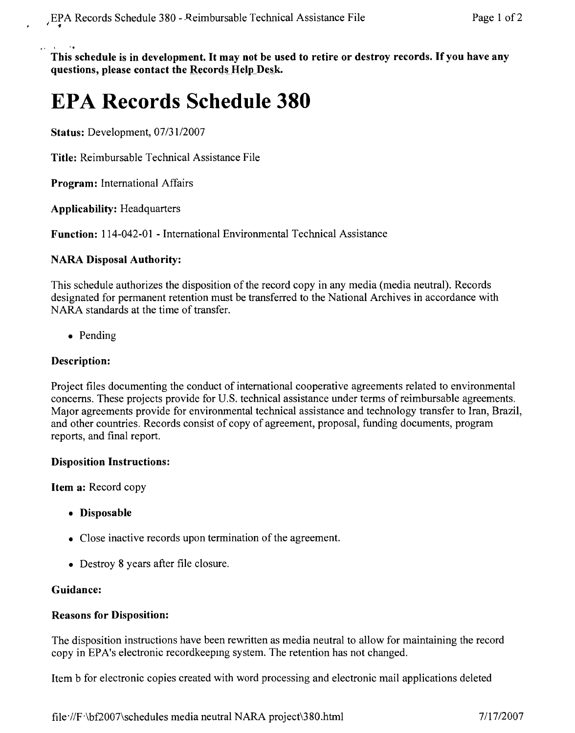**This schedule is in development. It may not be used to retire or destroy records. If you have any questions, please contact the Records Help Desk.**

# EPA Records Schedule 380

**Status:** Development, 07/31/2007

**Title:** Reimbursable Technical Assistance File

**Program:** International Affairs

**Applicability:** Headquarters

**Function:** 114-042-01 - International Environmental Technical Assistance

### NARA Disposal Authority:

This schedule authorizes the disposition of the record copy in any media (media neutral). Records designated for permanent retention must be transferred to the National Archives in accordance with NARA standards at the time of transfer.

- Pending

### Description:

Project files documenting the conduct of international cooperative agreements related to environmental concerns. These projects provide for U.S. technical assistance under terms of reimbursable agreements. Major agreements provide for environmental technical assistance and technology transfer to Iran, Brazil, and other countries. Records consist of copy of agreement, proposal, funding documents, program reports, and final report.

### Disposition Instructions:

**Item a:** Record copy

- **Disposable**
- Close inactive records upon termination of the agreement.
- Destroy 8 years after file closure.

### Guidance:

### Reasons for Disposition:

The disposition instructions have been rewritten as media neutral to allow for maintaining the record copy in EPA's electronic recordkeeping system. The retention has not changed.

Item b for electronic copies created with word processing and electronic mail applications deleted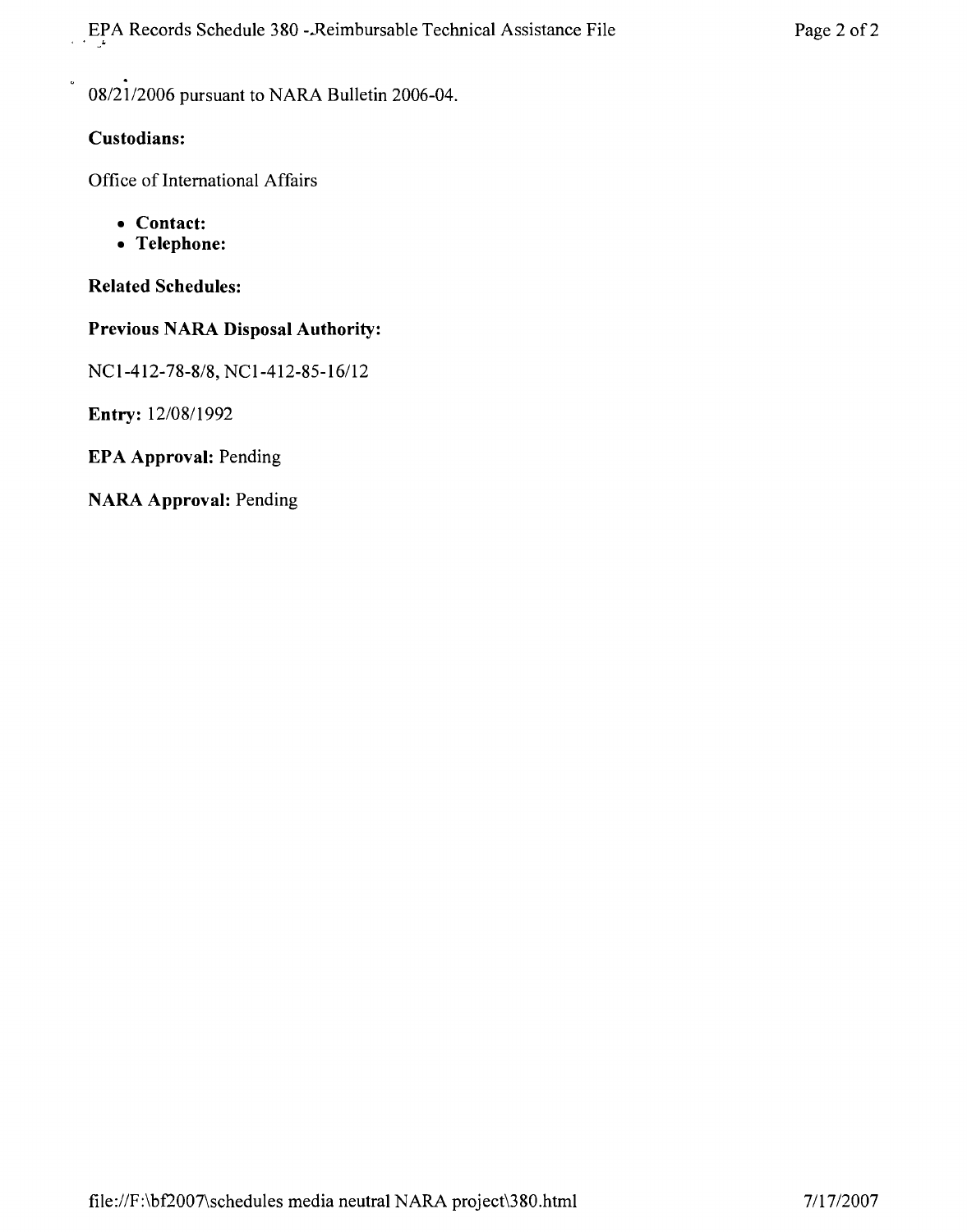08/21/2006 pursuant to NARA Bulletin 2006-04.

**Custodians:**

Office of International Affairs

- **Contact:**
- **Telephone:**

**Related Schedules:**

**Previous NARA Disposal Authority:**

NC1-412-78-8/8, NC1-412-85-16/12

**Entry:** 12/08/1992

**EPA Approval:** Pending

**NARA Approval:** Pending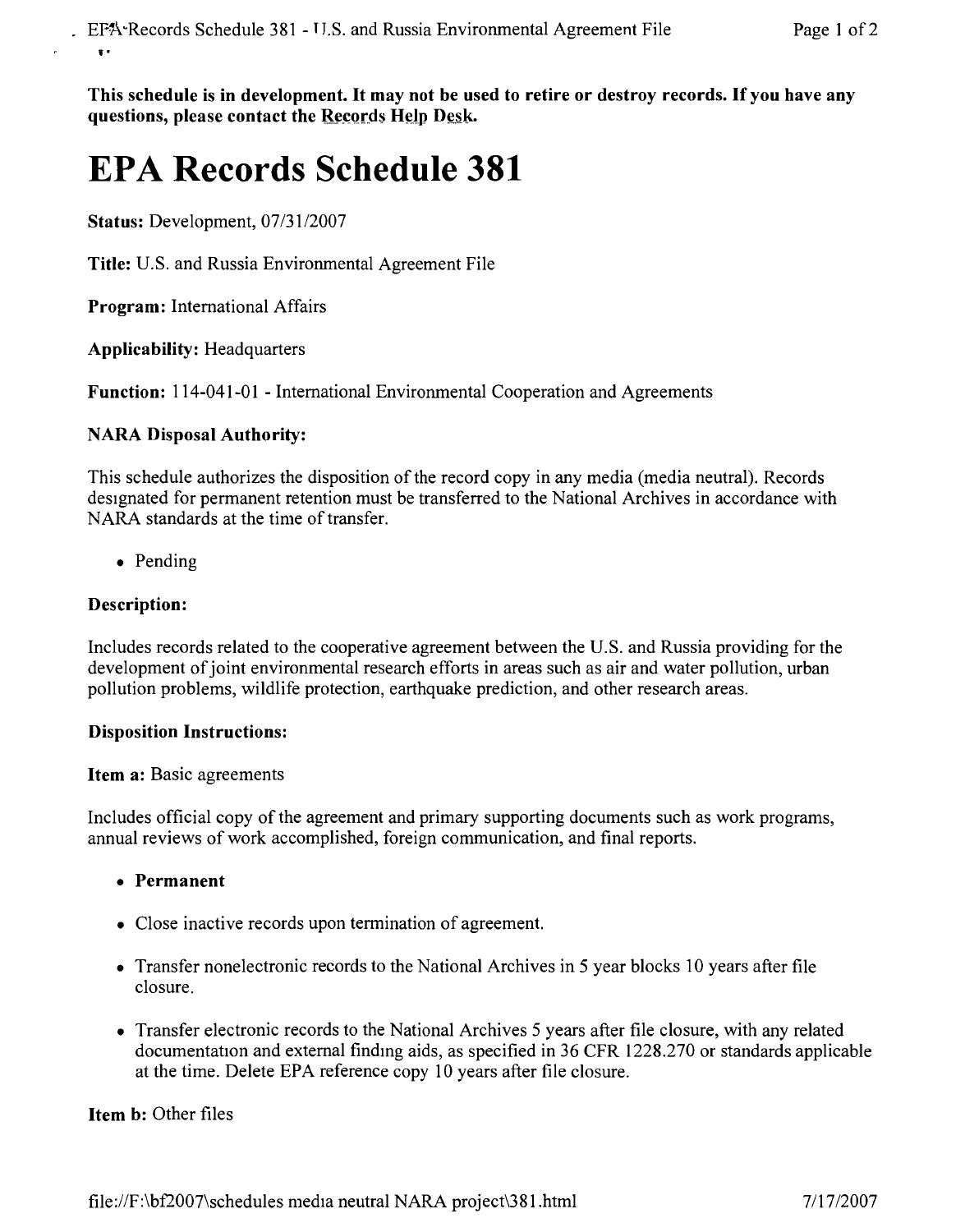**This schedule is in development. It may not be used to retire or destroy records. If you have any questions, please contact the Records Help Desk.**

# EPA Records Schedule 381

**Status:** Development, 07/31/2007

**Title:** U.S. and Russia Environmental Agreement File

**Program:** International Affairs

**Applicability:** Headquarters

**Function:** 114-041-01 - International Environmental Cooperation and Agreements

**NARA Disposal Authority:**

This schedule authorizes the disposition of the record copy in any media (media neutral). Records designated for permanent retention must be transferred to the National Archives in accordance with NARA standards at the time of transfer.

- Pending

**Description:**

Includes records related to the cooperative agreement between the U.S. and Russia providing for the development of joint environmental research efforts in areas such as air and water pollution, urban pollution problems, wildlife protection, earthquake prediction, and other research areas.

**Disposition Instructions:**

**Item a:** Basic agreements

Includes official copy of the agreement and primary supporting documents such as work programs, annual reviews of work accomplished, foreign communication, and final reports.

- **Permanent**
- Close inactive records upon termination of agreement.
- Transfer nonelectronic records to the National Archives in 5 year blocks 10 years after file closure.
- Transfer electronic records to the National Archives 5 years after file closure, with any related documentation and external finding aids, as specified in 36 CFR 1228.270 or standards applicable at the time. Delete EPA reference copy 10 years after file closure.

**Item b:** Other files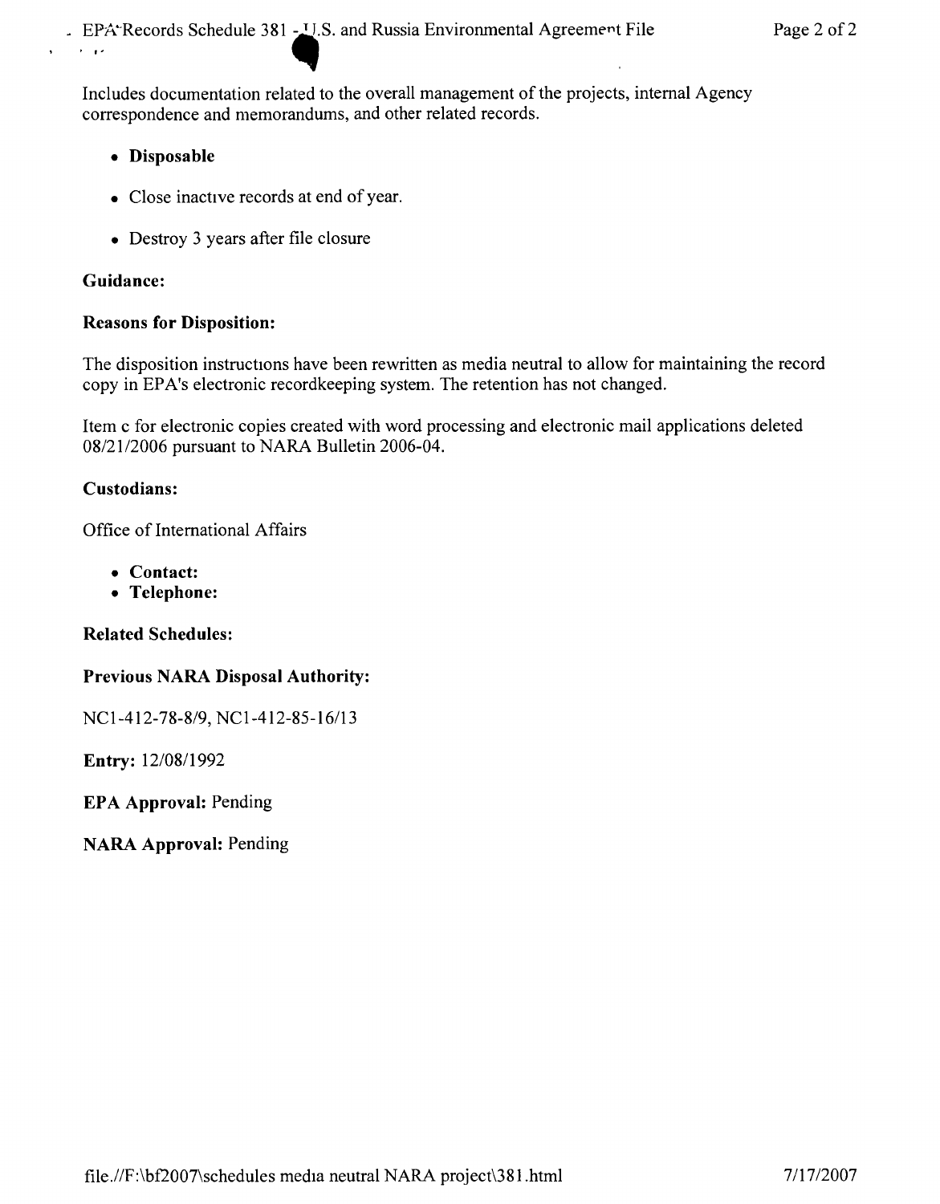Includes documentation related to the overall management of the projects, internal Agency correspondence and memorandums, and other related records.

- **Disposable**
- Close inactive records at end of year.
- Destroy 3 years after file closure

**Guidance:**

**Reasons for Disposition:**

The disposition instructions have been rewritten as media neutral to allow for maintaining the record copy in EPA's electronic recordkeeping system. The retention has not changed.

Item c for electronic copies created with word processing and electronic mail applications deleted 08/21/2006 pursuant to NARA Bulletin 2006-04.

**Custodians:**

Office of International Affairs

- **Contact:**
- **Telephone:**

**Related Schedules:**

**Previous NARA Disposal Authority:**

NC1-412-78-8/9, NC1-412-85-16/13

**Entry:** 12/08/1992

**EPA Approval:** Pending

**NARA Approval:** Pending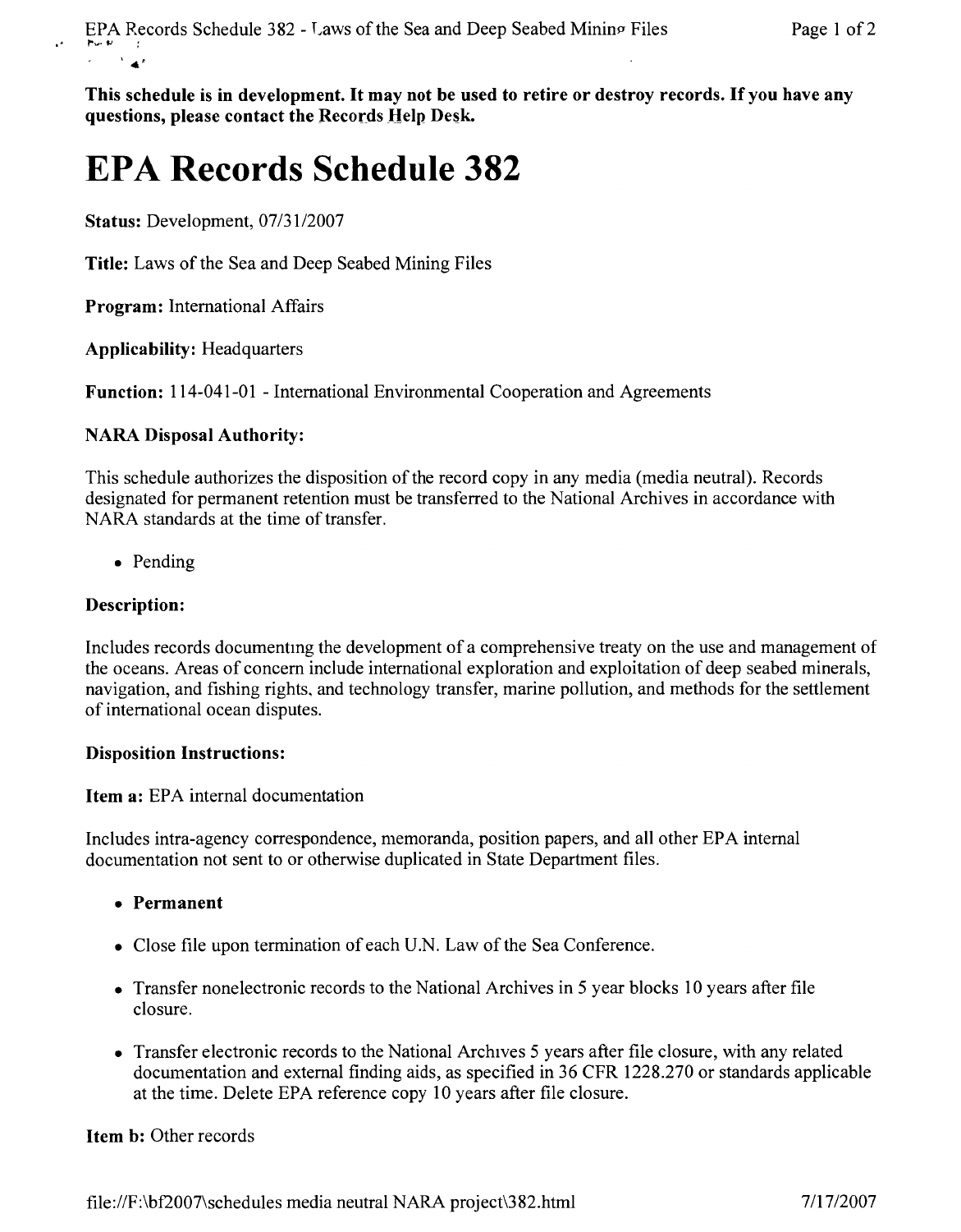**This schedule is in development. It may not be used to retire or destroy records. If you have any questions, please contact the Records Help Desk.**

# EPA Records Schedule 382

**Status:** Development, 07/31/2007

**Title:** Laws of the Sea and Deep Seabed Mining Files

**Program:** International Affairs

**Applicability:** Headquarters

**Function:** 114-041-01 - International Environmental Cooperation and Agreements

### NARA Disposal Authority:

This schedule authorizes the disposition of the record copy in any media (media neutral). Records designated for permanent retention must be transferred to the National Archives in accordance with NARA standards at the time of transfer.

- Pending

### Description:

Includes records documenting the development of a comprehensive treaty on the use and management of the oceans. Areas of concern include international exploration and exploitation of deep seabed minerals, navigation, and fishing rights, and technology transfer, marine pollution, and methods for the settlement of international ocean disputes.

### Disposition Instructions:

**Item a:** EPA internal documentation

Includes intra-agency correspondence, memoranda, position papers, and all other EPA internal documentation not sent to or otherwise duplicated in State Department files.

- **Permanent**
- Close file upon termination of each U.N. Law of the Sea Conference.
- Transfer nonelectronic records to the National Archives in 5 year blocks 10 years after file closure.
- Transfer electronic records to the National Archives 5 years after file closure, with any related documentation and external finding aids, as specified in 36 CFR 1228.270 or standards applicable at the time. Delete EPA reference copy 10 years after file closure.

**Item b:** Other records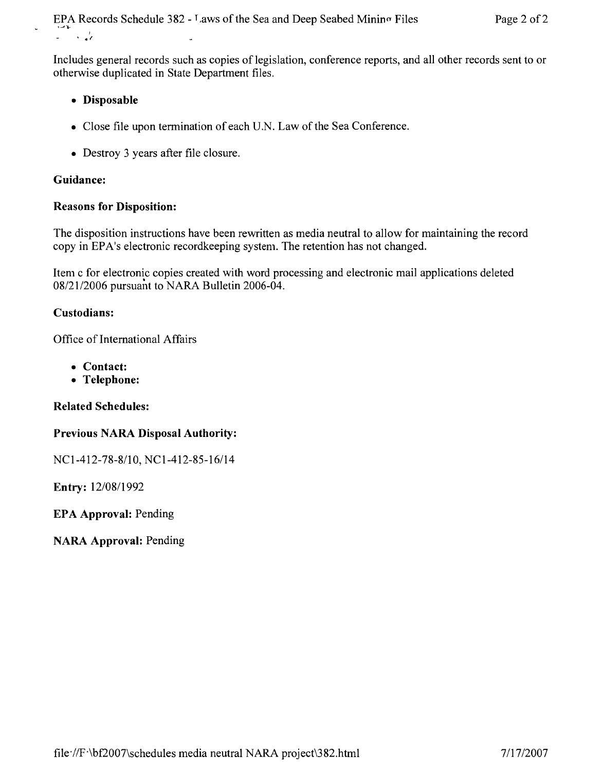Includes general records such as copies of legislation, conference reports, and all other records sent to or otherwise duplicated in State Department files.

- **Disposable**
- Close file upon termination of each U.N. Law of the Sea Conference.
- Destroy 3 years after file closure.

**Guidance:**

**Reasons for Disposition:**

The disposition instructions have been rewritten as media neutral to allow for maintaining the record copy in EPA's electronic recordkeeping system. The retention has not changed.

Item c for electronic copies created with word processing and electronic mail applications deleted 08/21/2006 pursuant to NARA Bulletin 2006-04.

**Custodians:**

Office of International Affairs

- **Contact:**
- **Telephone:**

**Related Schedules:**

**Previous NARA Disposal Authority:**

NC1-412-78-8/10, NC1-412-85-16/14

**Entry:** 12/08/1992

**EPA Approval:** Pending

**NARA Approval:** Pending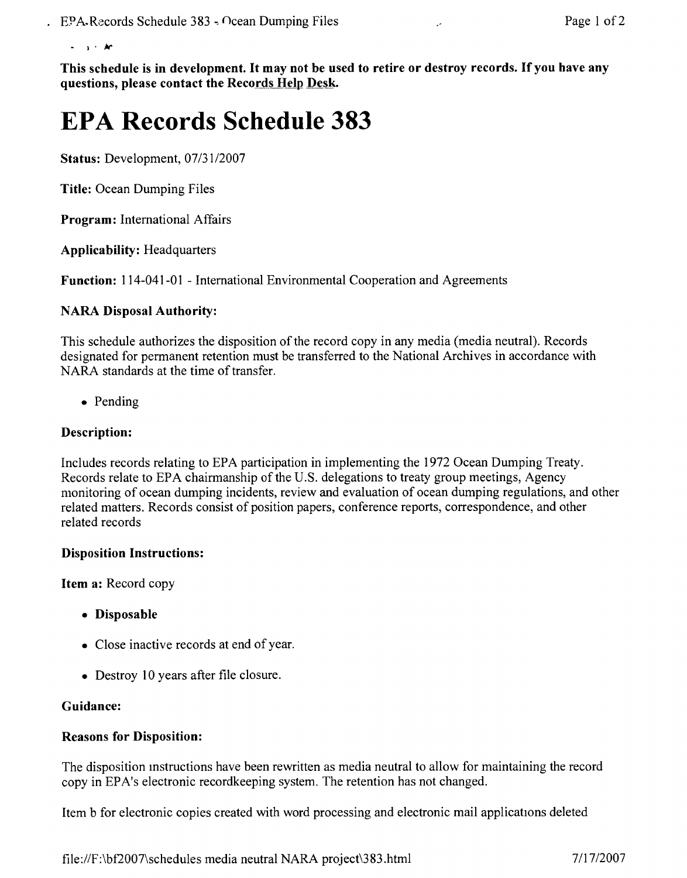**This schedule is in development. It may not be used to retire or destroy records. If you have any questions, please contact the Records Help Desk.**

# EPA Records Schedule 383

**Status:** Development, 07/31/2007

**Title:** Ocean Dumping Files

**Program:** International Affairs

**Applicability:** Headquarters

**Function:** 114-041-01 - International Environmental Cooperation and Agreements

### NARA Disposal Authority:

This schedule authorizes the disposition of the record copy in any media (media neutral). Records designated for permanent retention must be transferred to the National Archives in accordance with NARA standards at the time of transfer.

- Pending

### Description:

Includes records relating to EPA participation in implementing the 1972 Ocean Dumping Treaty. Records relate to EPA chairmanship of the U.S. delegations to treaty group meetings, Agency monitoring of ocean dumping incidents, review and evaluation of ocean dumping regulations, and other related matters. Records consist of position papers, conference reports, correspondence, and other related records

### Disposition Instructions:

**Item a:** Record copy

- **Disposable**
- Close inactive records at end of year.
- Destroy 10 years after file closure.

### Guidance:

### Reasons for Disposition:

The disposition instructions have been rewritten as media neutral to allow for maintaining the record copy in EPA's electronic recordkeeping system. The retention has not changed.

Item b for electronic copies created with word processing and electronic mail applications deleted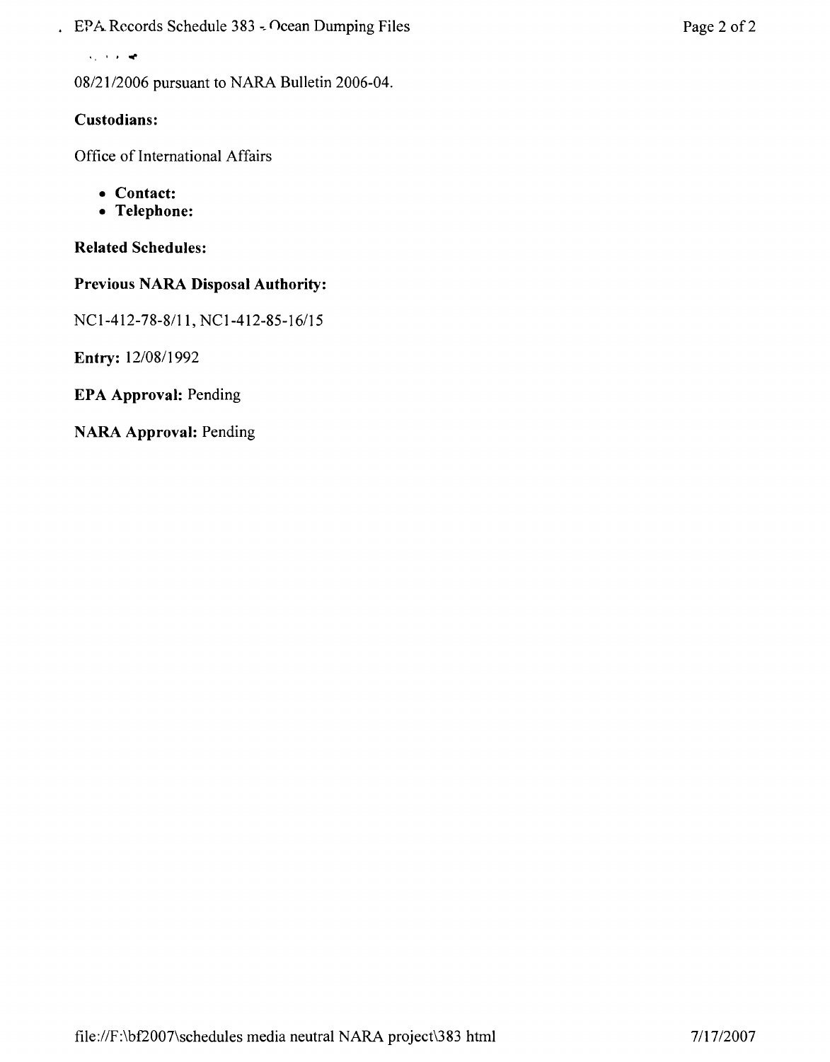08/21/2006 pursuant to NARA Bulletin 2006-04.

**Custodians:**

Office of International Affairs

- **Contact:**
- **Telephone:**

**Related Schedules:**

**Previous NARA Disposal Authority:**

NC1-412-78-8/11, NC1-412-85-16/15

**Entry:** 12/08/1992

**EPA Approval:** Pending

**NARA Approval:** Pending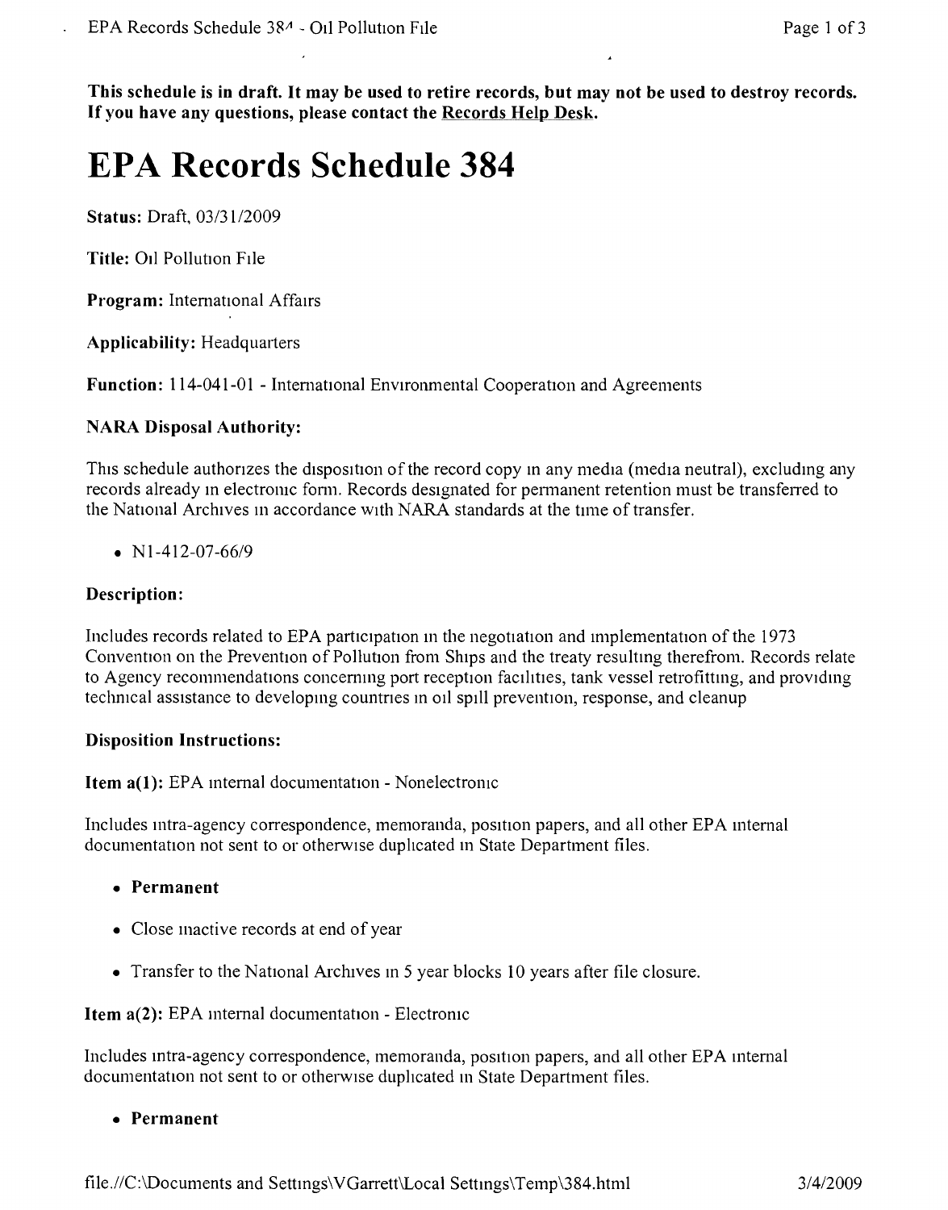**This schedule is in draft. It may be used to retire records, but may not be used to destroy records. If you have any questions, please contact the Records Help Desk.**

# EPA Records Schedule 384

**Status:** Draft, 03/31/2009

**Title:** Oil Pollution File

**Program:** International Affairs

**Applicability:** Headquarters

**Function:** 114-041-01 - International Environmental Cooperation and Agreements

**NARA Disposal Authority:**

This schedule authorizes the disposition of the record copy in any media (media neutral), excluding any records already in electronic form. Records designated for permanent retention must be transferred to the National Archives in accordance with NARA standards at the time of transfer.

- N1-412-07-66/9

**Description:**

Includes records related to EPA participation in the negotiation and implementation of the 1973 Convention on the Prevention of Pollution from Ships and the treaty resulting therefrom. Records relate to Agency recommendations concerning port reception facilities, tank vessel retrofitting, and providing technical assistance to developing countries in oil spill prevention, response, and cleanup

**Disposition Instructions:**

**Item a(1):** EPA internal documentation - Nonelectronic

Includes intra-agency correspondence, memoranda, position papers, and all other EPA internal documentation not sent to or otherwise duplicated in State Department files.

- **Permanent**
- Close inactive records at end of year
- Transfer to the National Archives in 5 year blocks 10 years after file closure.

**Item a(2):** EPA internal documentation - Electronic

Includes intra-agency correspondence, memoranda, position papers, and all other EPA internal documentation not sent to or otherwise duplicated in State Department files.

- **Permanent**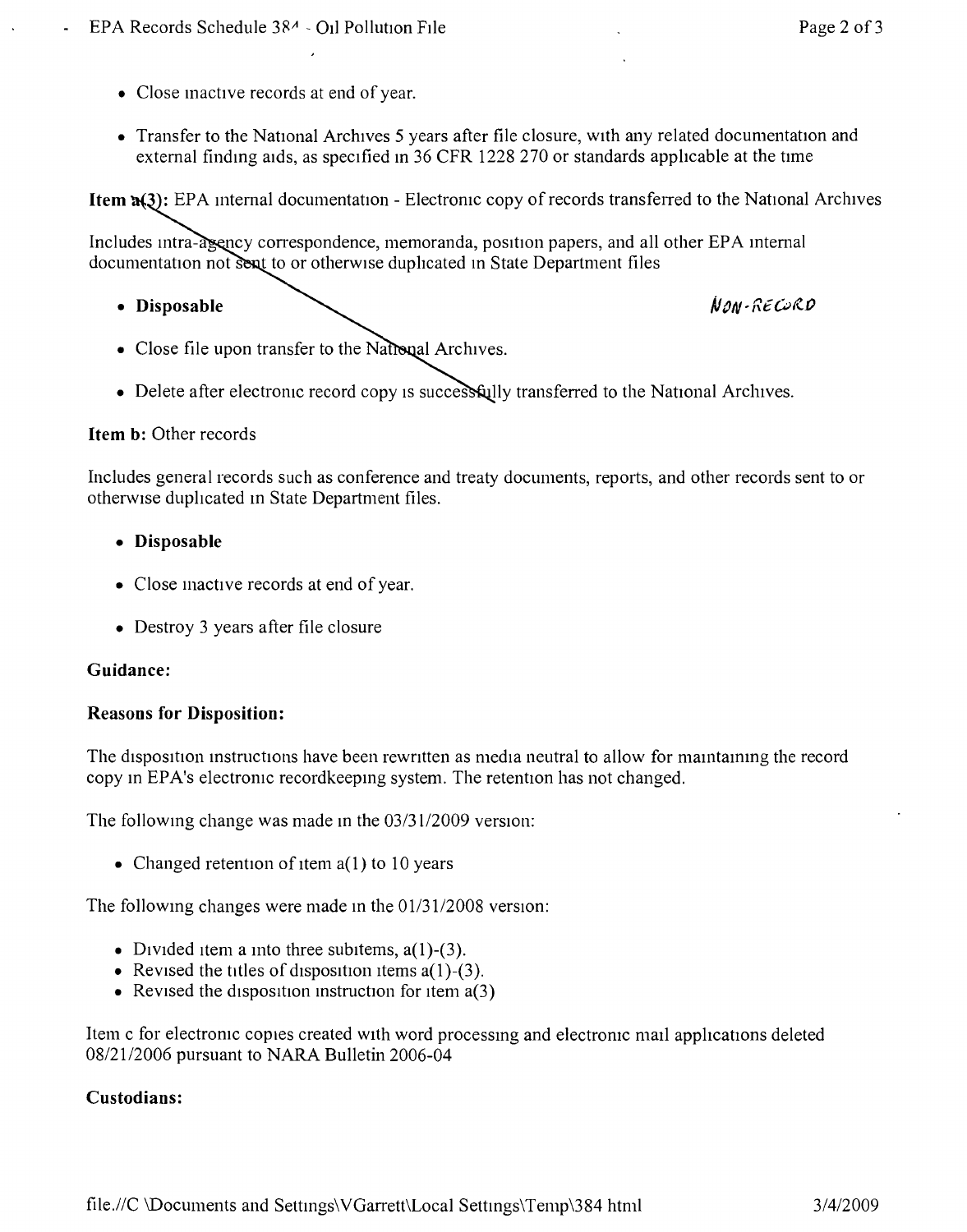- Close inactive records at end of year.
- Transfer to the National Archives 5 years after file closure, with any related documentation and external finding aids, as specified in 36 CFR 1228 270 or standards applicable at the time

**Item a(3):** EPA internal documentation - Electronic copy of records transferred to the National Archives

Includes intra-agency correspondence, memoranda, position papers, and all other EPA internal documentation not sent to or otherwise duplicated in State Department files

- **Disposable** NON-RECORD
- Close file upon transfer to the National Archives.
- Delete after electronic record copy is successfully transferred to the National Archives.

**Item b:** Other records

Includes general records such as conference and treaty documents, reports, and other records sent to or otherwise duplicated in State Department files.

- **Disposable**
- Close inactive records at end of year.
- Destroy 3 years after file closure

**Guidance:**

**Reasons for Disposition:**

The disposition instructions have been rewritten as media neutral to allow for maintaining the record copy in EPA's electronic recordkeeping system. The retention has not changed.

The following change was made in the 03/31/2009 version:

- Changed retention of item a(1) to 10 years

The following changes were made in the 01/31/2008 version:

- Divided item a into three subitems, a(1)-(3).
- Revised the titles of disposition items a(1)-(3).
- Revised the disposition instruction for item a(3)

Item c for electronic copies created with word processing and electronic mail applications deleted 08/21/2006 pursuant to NARA Bulletin 2006-04

**Custodians:**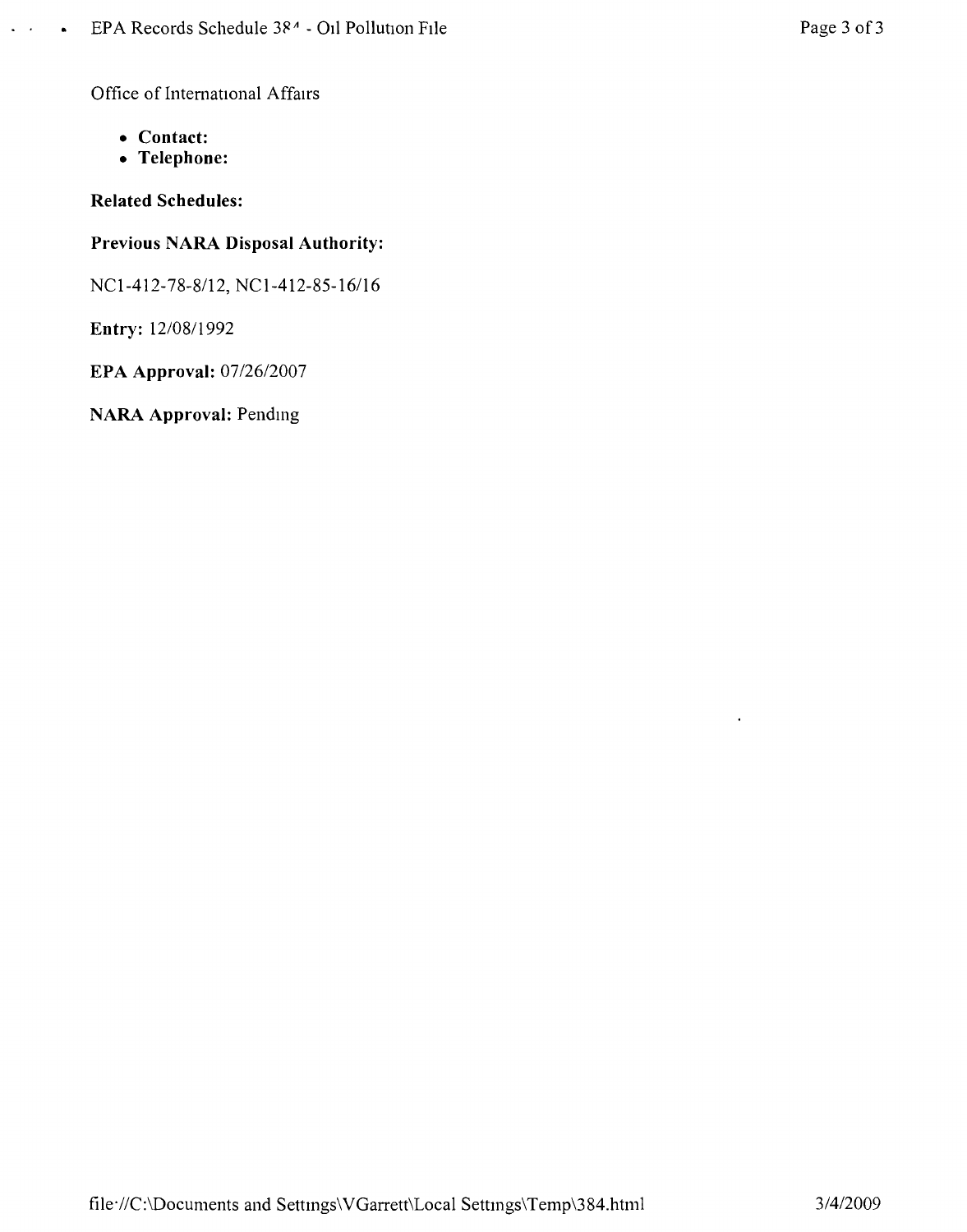Office of International Affairs

- **Contact:**
- **Telephone:**

**Related Schedules:**

**Previous NARA Disposal Authority:**

NC1-412-78-8/12, NC1-412-85-16/16

**Entry:** 12/08/1992

**EPA Approval:** 07/26/2007

**NARA Approval:** Pending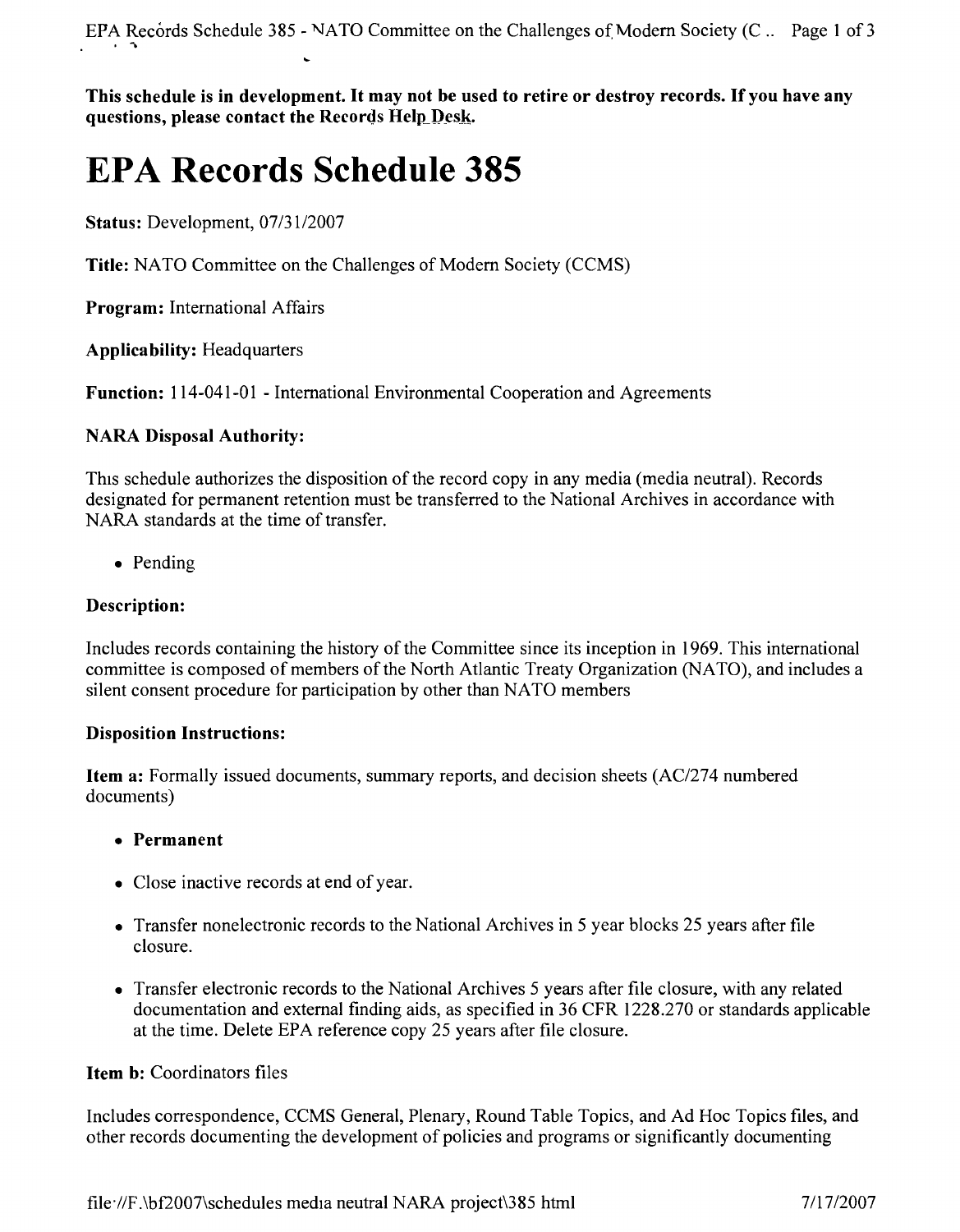**This schedule is in development. It may not be used to retire or destroy records. If you have any questions, please contact the Records Help Desk.**

# EPA Records Schedule 385

**Status:** Development, 07/31/2007

**Title:** NATO Committee on the Challenges of Modern Society (CCMS)

**Program:** International Affairs

**Applicability:** Headquarters

**Function:** 114-041-01 - International Environmental Cooperation and Agreements

### NARA Disposal Authority:

This schedule authorizes the disposition of the record copy in any media (media neutral). Records designated for permanent retention must be transferred to the National Archives in accordance with NARA standards at the time of transfer.

- Pending

### Description:

Includes records containing the history of the Committee since its inception in 1969. This international committee is composed of members of the North Atlantic Treaty Organization (NATO), and includes a silent consent procedure for participation by other than NATO members

### Disposition Instructions:

**Item a:** Formally issued documents, summary reports, and decision sheets (AC/274 numbered documents)

- **Permanent**
- Close inactive records at end of year.
- Transfer nonelectronic records to the National Archives in 5 year blocks 25 years after file closure.
- Transfer electronic records to the National Archives 5 years after file closure, with any related documentation and external finding aids, as specified in 36 CFR 1228.270 or standards applicable at the time. Delete EPA reference copy 25 years after file closure.

**Item b:** Coordinators files

Includes correspondence, CCMS General, Plenary, Round Table Topics, and Ad Hoc Topics files, and other records documenting the development of policies and programs or significantly documenting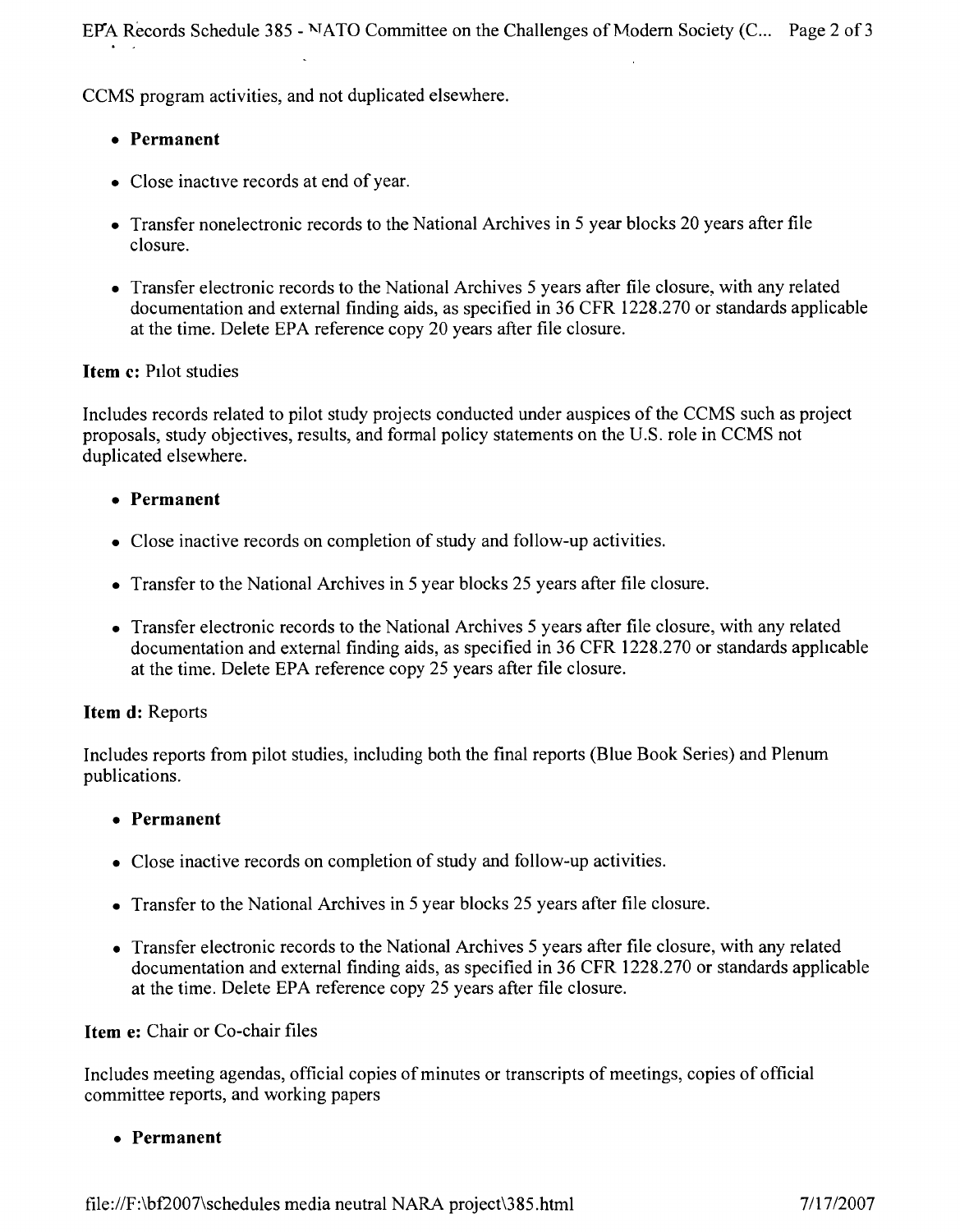CCMS program activities, and not duplicated elsewhere.

- **Permanent**
- Close inactive records at end of year.
- Transfer nonelectronic records to the National Archives in 5 year blocks 20 years after file closure.
- Transfer electronic records to the National Archives 5 years after file closure, with any related documentation and external finding aids, as specified in 36 CFR 1228.270 or standards applicable at the time. Delete EPA reference copy 20 years after file closure.

**Item c:** Pilot studies

Includes records related to pilot study projects conducted under auspices of the CCMS such as project proposals, study objectives, results, and formal policy statements on the U.S. role in CCMS not duplicated elsewhere.

- **Permanent**
- Close inactive records on completion of study and follow-up activities.
- Transfer to the National Archives in 5 year blocks 25 years after file closure.
- Transfer electronic records to the National Archives 5 years after file closure, with any related documentation and external finding aids, as specified in 36 CFR 1228.270 or standards applicable at the time. Delete EPA reference copy 25 years after file closure.

**Item d:** Reports

Includes reports from pilot studies, including both the final reports (Blue Book Series) and Plenum publications.

- **Permanent**
- Close inactive records on completion of study and follow-up activities.
- Transfer to the National Archives in 5 year blocks 25 years after file closure.
- Transfer electronic records to the National Archives 5 years after file closure, with any related documentation and external finding aids, as specified in 36 CFR 1228.270 or standards applicable at the time. Delete EPA reference copy 25 years after file closure.

**Item e:** Chair or Co-chair files

Includes meeting agendas, official copies of minutes or transcripts of meetings, copies of official committee reports, and working papers

- **Permanent**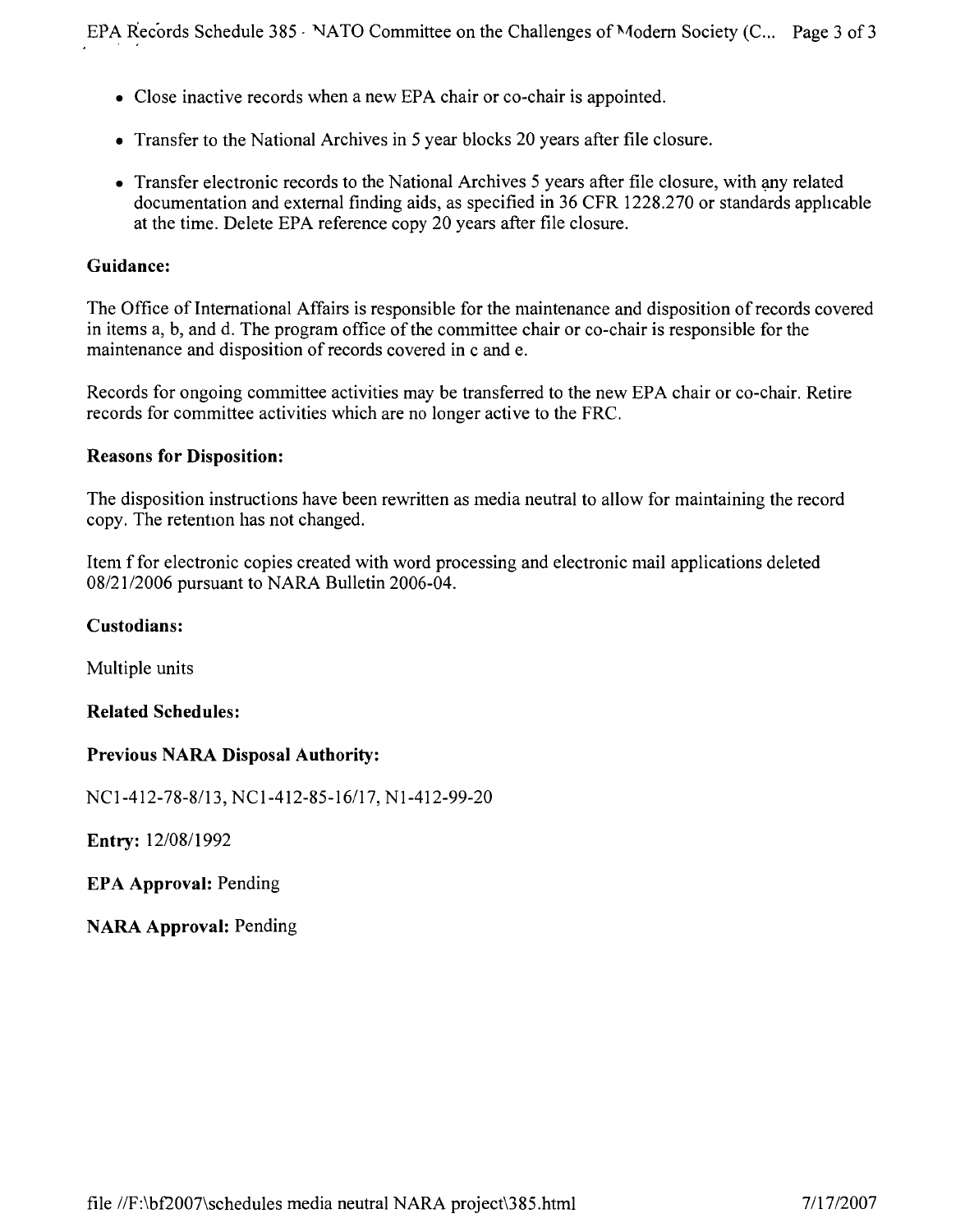- Close inactive records when a new EPA chair or co-chair is appointed.
- Transfer to the National Archives in 5 year blocks 20 years after file closure.
- Transfer electronic records to the National Archives 5 years after file closure, with any related documentation and external finding aids, as specified in 36 CFR 1228.270 or standards applicable at the time. Delete EPA reference copy 20 years after file closure.

**Guidance:**

The Office of International Affairs is responsible for the maintenance and disposition of records covered in items a, b, and d. The program office of the committee chair or co-chair is responsible for the maintenance and disposition of records covered in c and e.

Records for ongoing committee activities may be transferred to the new EPA chair or co-chair. Retire records for committee activities which are no longer active to the FRC.

**Reasons for Disposition:**

The disposition instructions have been rewritten as media neutral to allow for maintaining the record copy. The retention has not changed.

Item f for electronic copies created with word processing and electronic mail applications deleted 08/21/2006 pursuant to NARA Bulletin 2006-04.

**Custodians:**

Multiple units

**Related Schedules:**

**Previous NARA Disposal Authority:**

NC1-412-78-8/13, NC1-412-85-16/17, N1-412-99-20

**Entry:** 12/08/1992

**EPA Approval:** Pending

**NARA Approval:** Pending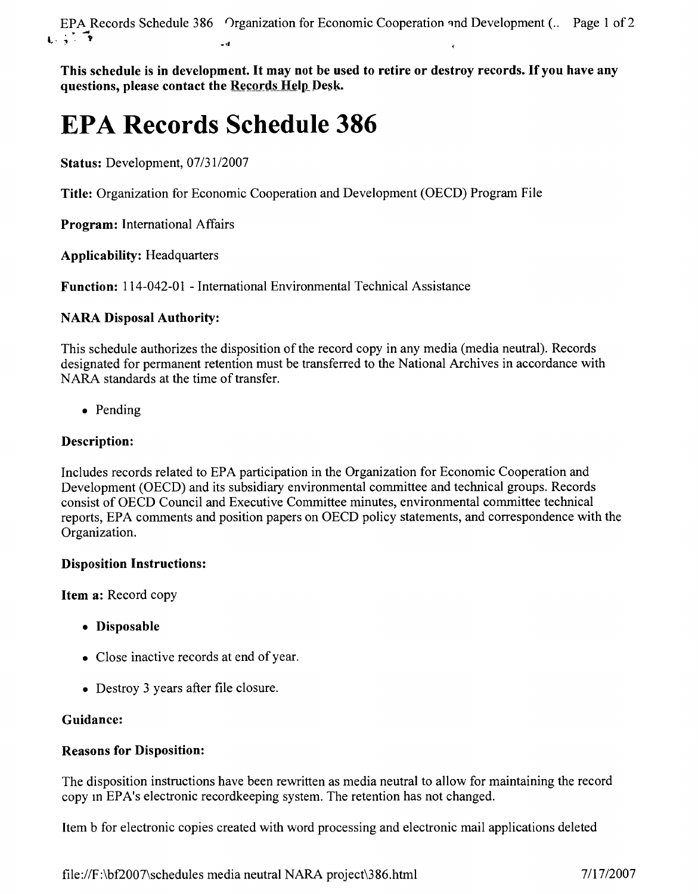**This schedule is in development. It may not be used to retire or destroy records. If you have any questions, please contact the Records Help Desk.**

# EPA Records Schedule 386

**Status:** Development, 07/31/2007

**Title:** Organization for Economic Cooperation and Development (OECD) Program File

**Program:** International Affairs

**Applicability:** Headquarters

**Function:** 114-042-01 - International Environmental Technical Assistance

### NARA Disposal Authority:

This schedule authorizes the disposition of the record copy in any media (media neutral). Records designated for permanent retention must be transferred to the National Archives in accordance with NARA standards at the time of transfer.

- Pending

### Description:

Includes records related to EPA participation in the Organization for Economic Cooperation and Development (OECD) and its subsidiary environmental committee and technical groups. Records consist of OECD Council and Executive Committee minutes, environmental committee technical reports, EPA comments and position papers on OECD policy statements, and correspondence with the Organization.

### Disposition Instructions:

**Item a:** Record copy

- **Disposable**
- Close inactive records at end of year.
- Destroy 3 years after file closure.

### Guidance:

### Reasons for Disposition:

The disposition instructions have been rewritten as media neutral to allow for maintaining the record copy in EPA's electronic recordkeeping system. The retention has not changed.

Item b for electronic copies created with word processing and electronic mail applications deleted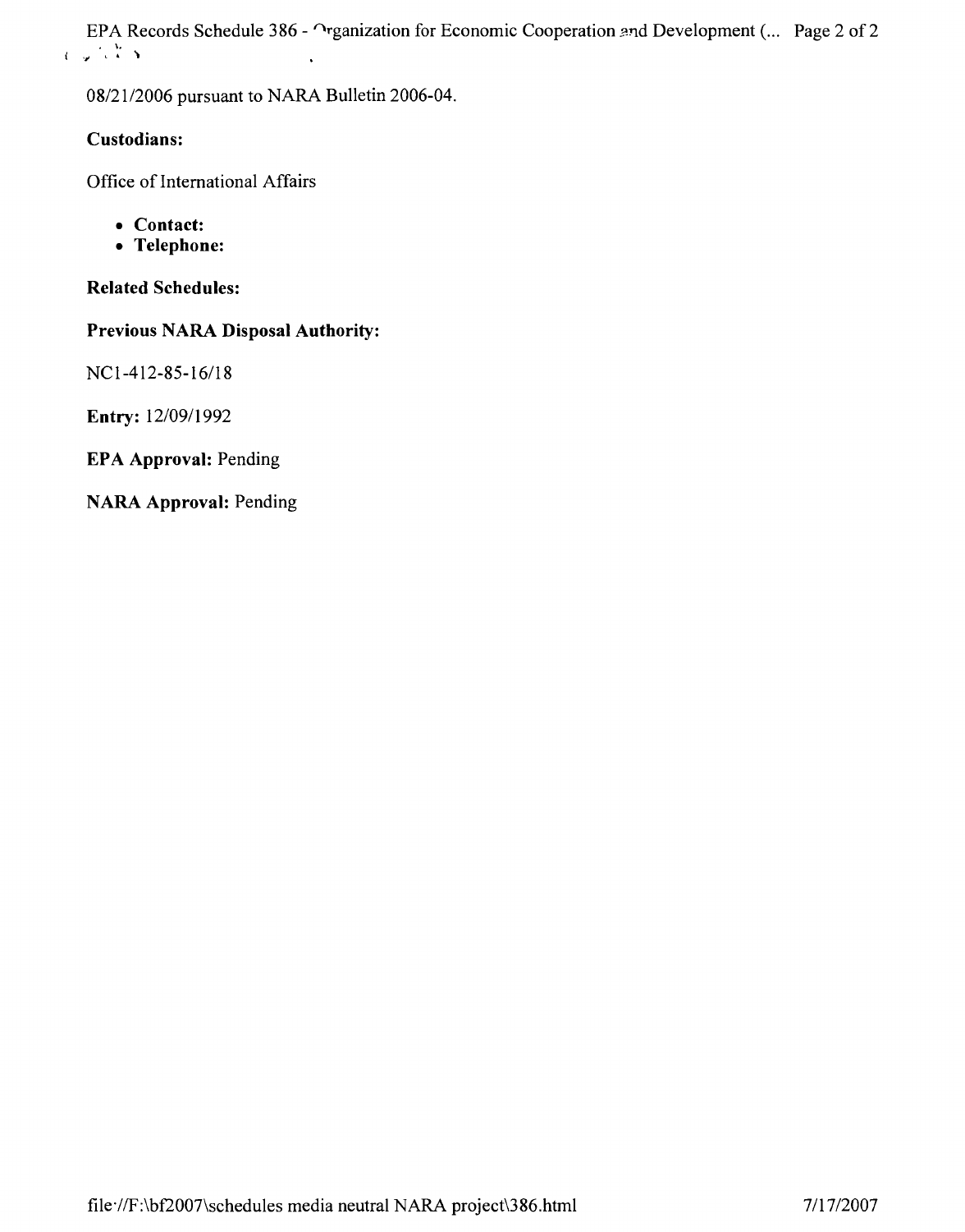08/21/2006 pursuant to NARA Bulletin 2006-04.

**Custodians:**

Office of International Affairs

- **Contact:**
- **Telephone:**

**Related Schedules:**

**Previous NARA Disposal Authority:**

NC1-412-85-16/18

**Entry:** 12/09/1992

**EPA Approval:** Pending

**NARA Approval:** Pending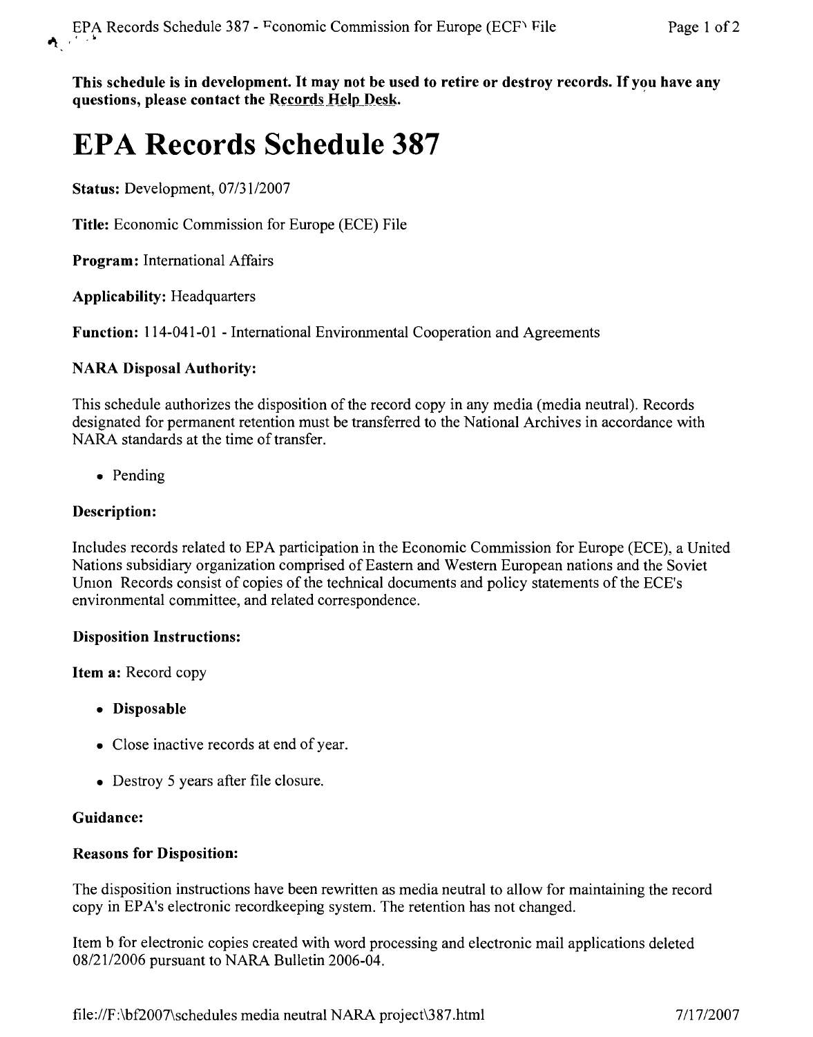**This schedule is in development. It may not be used to retire or destroy records. If you have any questions, please contact the Records Help Desk.**

# EPA Records Schedule 387

**Status:** Development, 07/31/2007

**Title:** Economic Commission for Europe (ECE) File

**Program:** International Affairs

**Applicability:** Headquarters

**Function:** 114-041-01 - International Environmental Cooperation and Agreements

### NARA Disposal Authority:

This schedule authorizes the disposition of the record copy in any media (media neutral). Records designated for permanent retention must be transferred to the National Archives in accordance with NARA standards at the time of transfer.

- Pending

### Description:

Includes records related to EPA participation in the Economic Commission for Europe (ECE), a United Nations subsidiary organization comprised of Eastern and Western European nations and the Soviet Union Records consist of copies of the technical documents and policy statements of the ECE's environmental committee, and related correspondence.

### Disposition Instructions:

**Item a:** Record copy

- **Disposable**
- Close inactive records at end of year.
- Destroy 5 years after file closure.

### Guidance:

### Reasons for Disposition:

The disposition instructions have been rewritten as media neutral to allow for maintaining the record copy in EPA's electronic recordkeeping system. The retention has not changed.

Item b for electronic copies created with word processing and electronic mail applications deleted 08/21/2006 pursuant to NARA Bulletin 2006-04.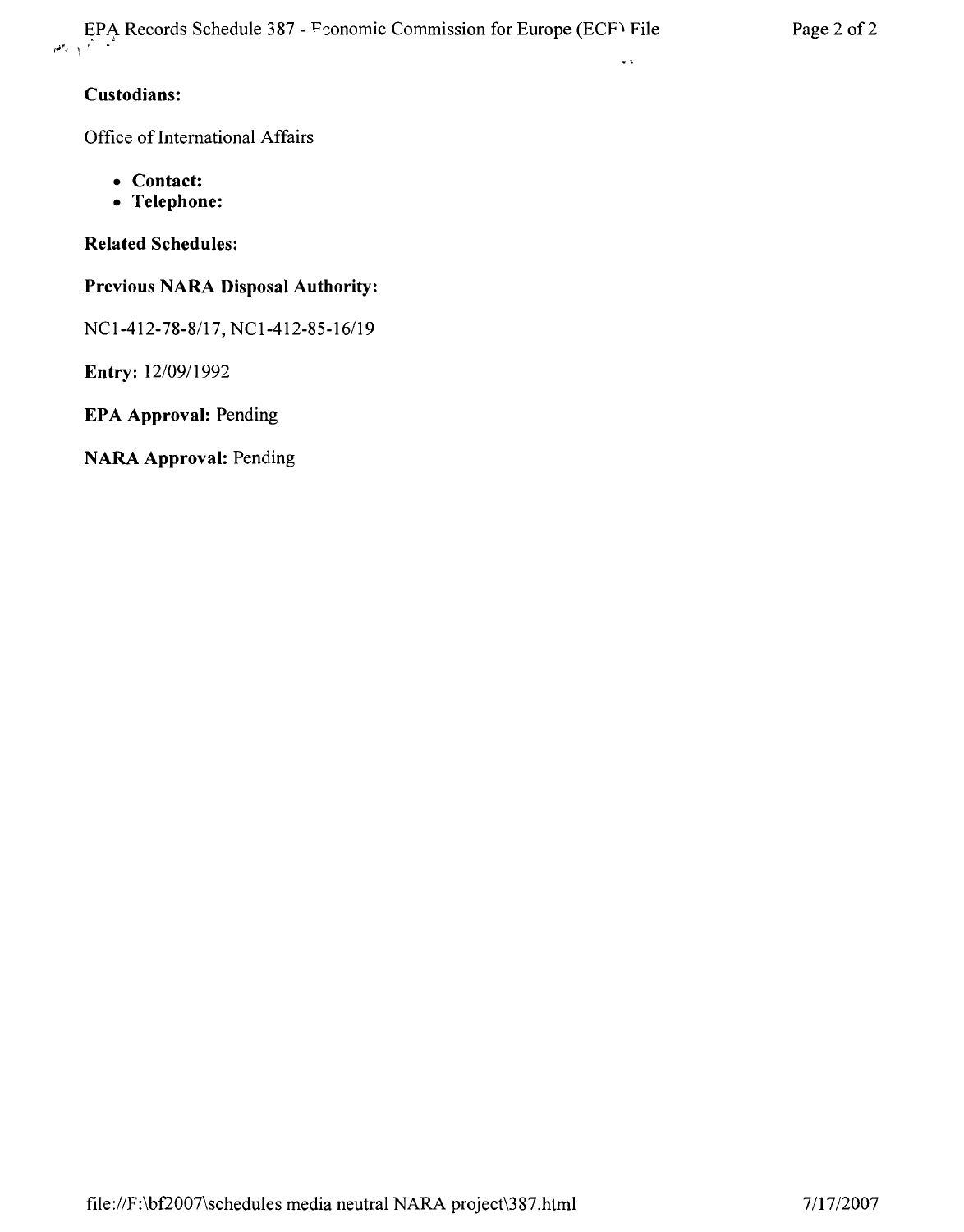**Custodians:**

Office of International Affairs

- **Contact:**
- **Telephone:**

**Related Schedules:**

**Previous NARA Disposal Authority:**

NC1-412-78-8/17, NC1-412-85-16/19

**Entry:** 12/09/1992

**EPA Approval:** Pending

**NARA Approval:** Pending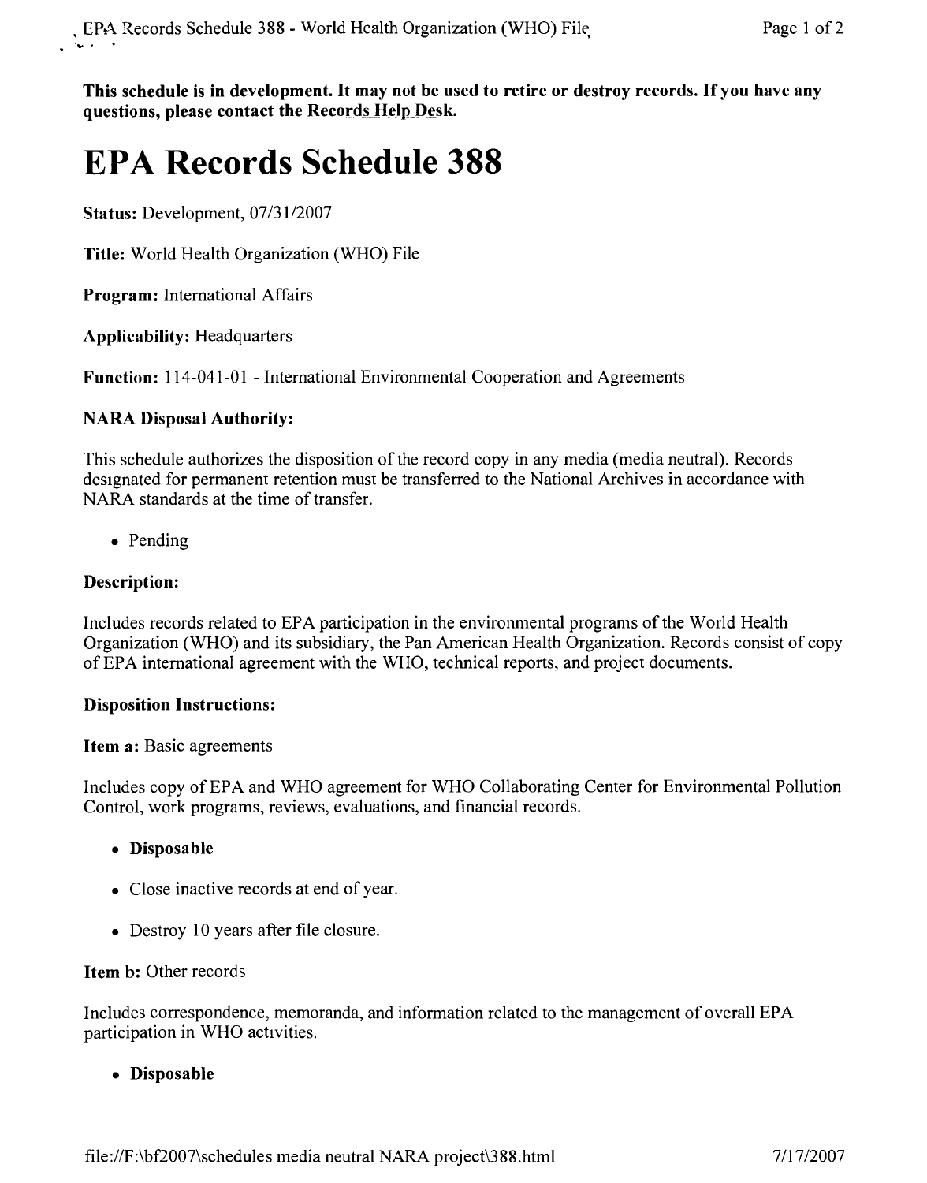**This schedule is in development. It may not be used to retire or destroy records. If you have any questions, please contact the Records Help Desk.**

# EPA Records Schedule 388

**Status:** Development, 07/31/2007

**Title:** World Health Organization (WHO) File

**Program:** International Affairs

**Applicability:** Headquarters

**Function:** 114-041-01 - International Environmental Cooperation and Agreements

### NARA Disposal Authority:

This schedule authorizes the disposition of the record copy in any media (media neutral). Records designated for permanent retention must be transferred to the National Archives in accordance with NARA standards at the time of transfer.

- Pending

### Description:

Includes records related to EPA participation in the environmental programs of the World Health Organization (WHO) and its subsidiary, the Pan American Health Organization. Records consist of copy of EPA international agreement with the WHO, technical reports, and project documents.

### Disposition Instructions:

**Item a:** Basic agreements

Includes copy of EPA and WHO agreement for WHO Collaborating Center for Environmental Pollution Control, work programs, reviews, evaluations, and financial records.

- **Disposable**
- Close inactive records at end of year.
- Destroy 10 years after file closure.

**Item b:** Other records

Includes correspondence, memoranda, and information related to the management of overall EPA participation in WHO activities.

- **Disposable**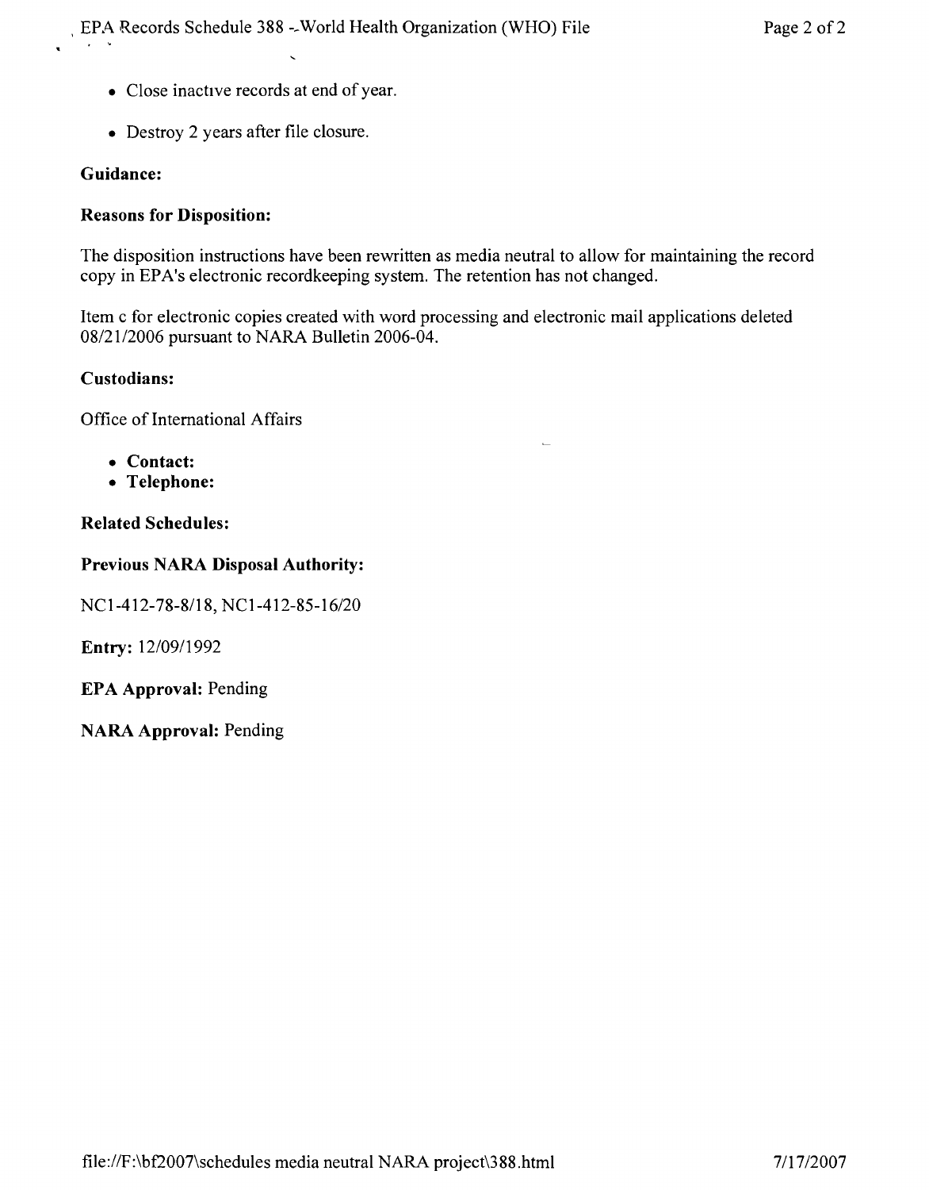- Close inactive records at end of year.
- Destroy 2 years after file closure.

**Guidance:**

**Reasons for Disposition:**

The disposition instructions have been rewritten as media neutral to allow for maintaining the record copy in EPA's electronic recordkeeping system. The retention has not changed.

Item c for electronic copies created with word processing and electronic mail applications deleted 08/21/2006 pursuant to NARA Bulletin 2006-04.

**Custodians:**

Office of International Affairs

- **Contact:**
- **Telephone:**

**Related Schedules:**

**Previous NARA Disposal Authority:**

NC1-412-78-8/18, NC1-412-85-16/20

**Entry:** 12/09/1992

**EPA Approval:** Pending

**NARA Approval:** Pending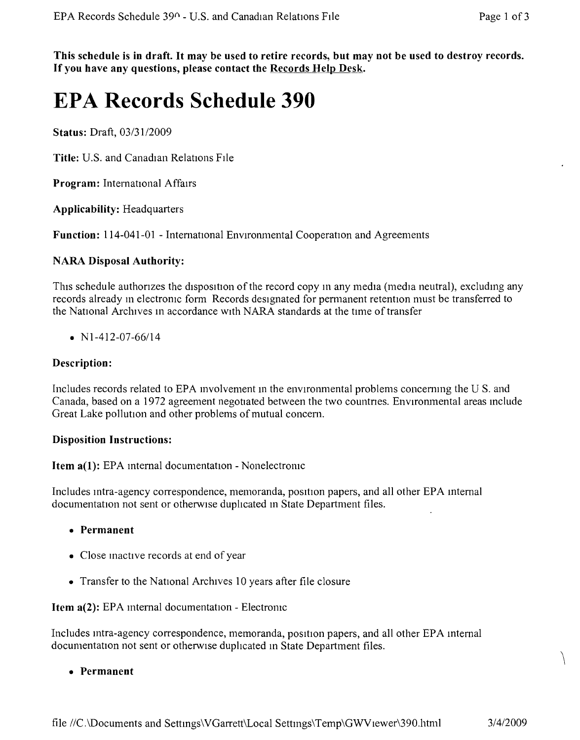**This schedule is in draft. It may be used to retire records, but may not be used to destroy records. If you have any questions, please contact the Records Help Desk.**

# EPA Records Schedule 390

**Status:** Draft, 03/31/2009

**Title:** U.S. and Canadian Relations File

**Program:** International Affairs

**Applicability:** Headquarters

**Function:** 114-041-01 - International Environmental Cooperation and Agreements

### NARA Disposal Authority:

This schedule authorizes the disposition of the record copy in any media (media neutral), excluding any records already in electronic form Records designated for permanent retention must be transferred to the National Archives in accordance with NARA standards at the time of transfer

- N1-412-07-66/14

### Description:

Includes records related to EPA involvement in the environmental problems concerning the U S. and Canada, based on a 1972 agreement negotiated between the two countries. Environmental areas include Great Lake pollution and other problems of mutual concern.

### Disposition Instructions:

**Item a(1):** EPA internal documentation - Nonelectronic

Includes intra-agency correspondence, memoranda, position papers, and all other EPA internal documentation not sent or otherwise duplicated in State Department files.

- **Permanent**
- Close inactive records at end of year
- Transfer to the National Archives 10 years after file closure

**Item a(2):** EPA internal documentation - Electronic

Includes intra-agency correspondence, memoranda, position papers, and all other EPA internal documentation not sent or otherwise duplicated in State Department files.

- **Permanent**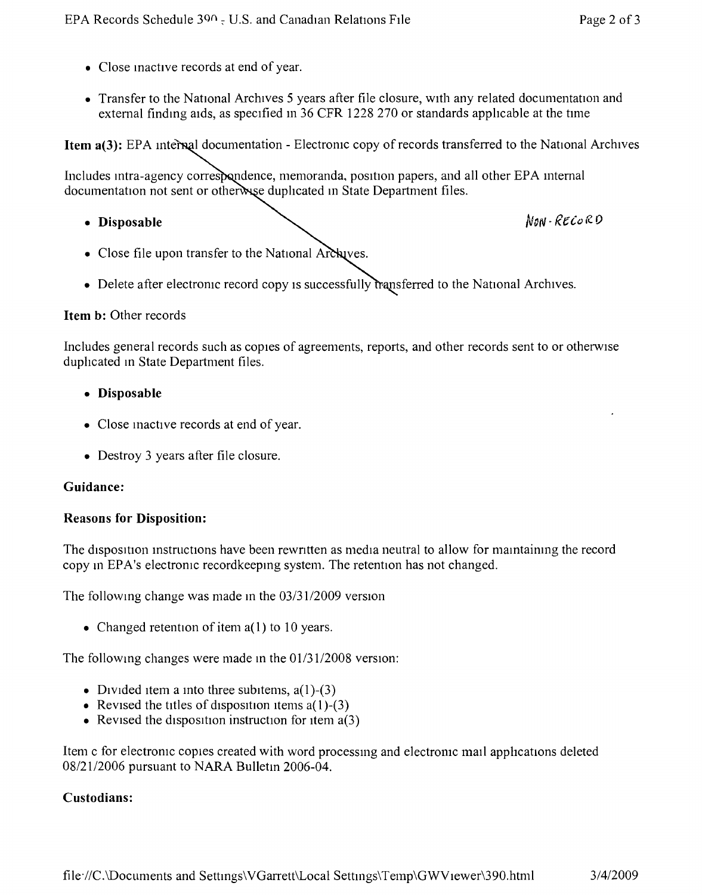- Close inactive records at end of year.
- Transfer to the National Archives 5 years after file closure, with any related documentation and external finding aids, as specified in 36 CFR 1228 270 or standards applicable at the time

**Item a(3):** EPA internal documentation - Electronic copy of records transferred to the National Archives

Includes intra-agency correspondence, memoranda, position papers, and all other EPA internal documentation not sent or otherwise duplicated in State Department files.

- **Disposable**

NON-RECORD

- Close file upon transfer to the National Archives.
- Delete after electronic record copy is successfully transferred to the National Archives.

**Item b:** Other records

Includes general records such as copies of agreements, reports, and other records sent to or otherwise duplicated in State Department files.

- **Disposable**
- Close inactive records at end of year.
- Destroy 3 years after file closure.

**Guidance:**

**Reasons for Disposition:**

The disposition instructions have been rewritten as media neutral to allow for maintaining the record copy in EPA's electronic recordkeeping system. The retention has not changed.

The following change was made in the 03/31/2009 version

- Changed retention of item a(1) to 10 years.

The following changes were made in the 01/31/2008 version:

- Divided item a into three subitems, a(1)-(3)
- Revised the titles of disposition items a(1)-(3)
- Revised the disposition instruction for item a(3)

Item c for electronic copies created with word processing and electronic mail applications deleted 08/21/2006 pursuant to NARA Bulletin 2006-04.

**Custodians:**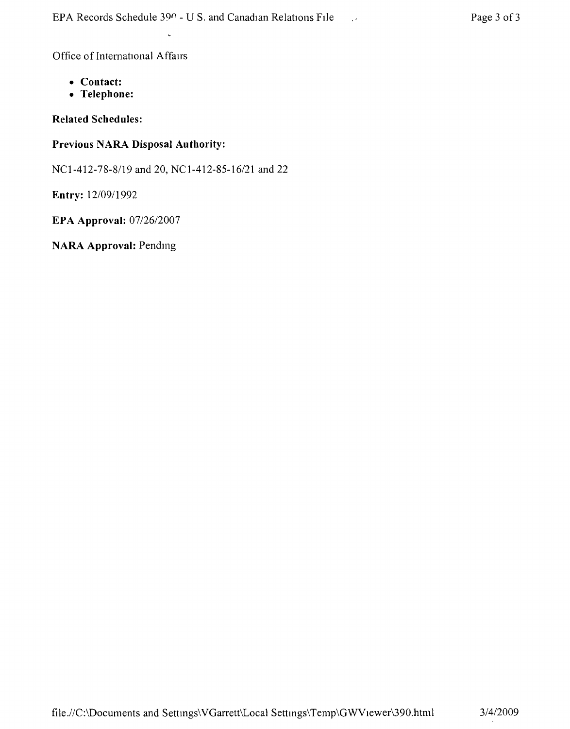Office of International Affairs

- **Contact:**
- **Telephone:**

**Related Schedules:**

**Previous NARA Disposal Authority:**

NC1-412-78-8/19 and 20, NC1-412-85-16/21 and 22

**Entry:** 12/09/1992

**EPA Approval:** 07/26/2007

**NARA Approval:** Pending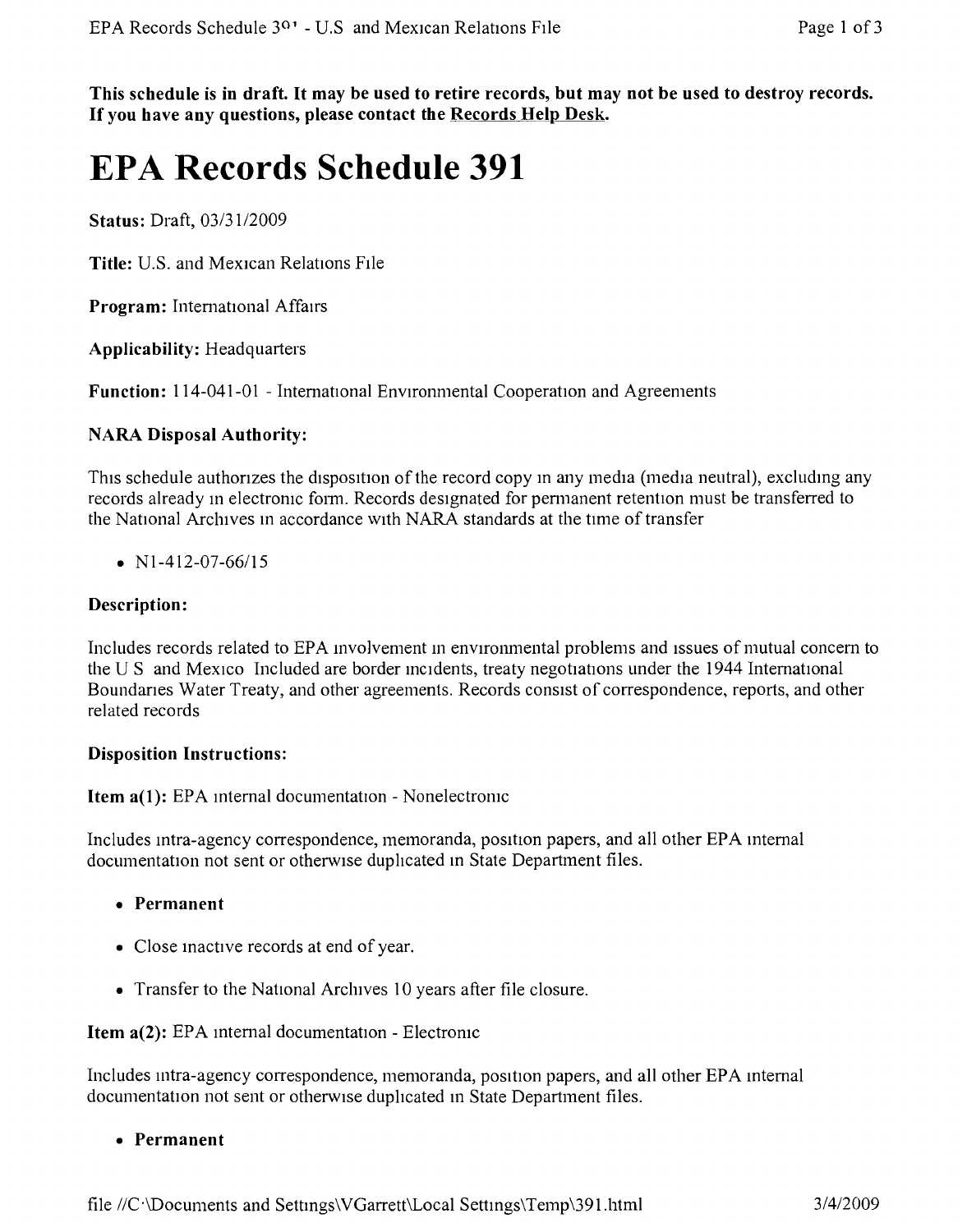**This schedule is in draft. It may be used to retire records, but may not be used to destroy records. If you have any questions, please contact the Records Help Desk.**

# EPA Records Schedule 391

**Status:** Draft, 03/31/2009

**Title:** U.S. and Mexican Relations File

**Program:** International Affairs

**Applicability:** Headquarters

**Function:** 114-041-01 - International Environmental Cooperation and Agreements

### NARA Disposal Authority:

This schedule authorizes the disposition of the record copy in any media (media neutral), excluding any records already in electronic form. Records designated for permanent retention must be transferred to the National Archives in accordance with NARA standards at the time of transfer

- N1-412-07-66/15

### Description:

Includes records related to EPA involvement in environmental problems and issues of mutual concern to the U S and Mexico Included are border incidents, treaty negotiations under the 1944 International Boundaries Water Treaty, and other agreements. Records consist of correspondence, reports, and other related records

### Disposition Instructions:

**Item a(1):** EPA internal documentation - Nonelectronic

Includes intra-agency correspondence, memoranda, position papers, and all other EPA internal documentation not sent or otherwise duplicated in State Department files.

- **Permanent**
- Close inactive records at end of year.
- Transfer to the National Archives 10 years after file closure.

**Item a(2):** EPA internal documentation - Electronic

Includes intra-agency correspondence, memoranda, position papers, and all other EPA internal documentation not sent or otherwise duplicated in State Department files.

- **Permanent**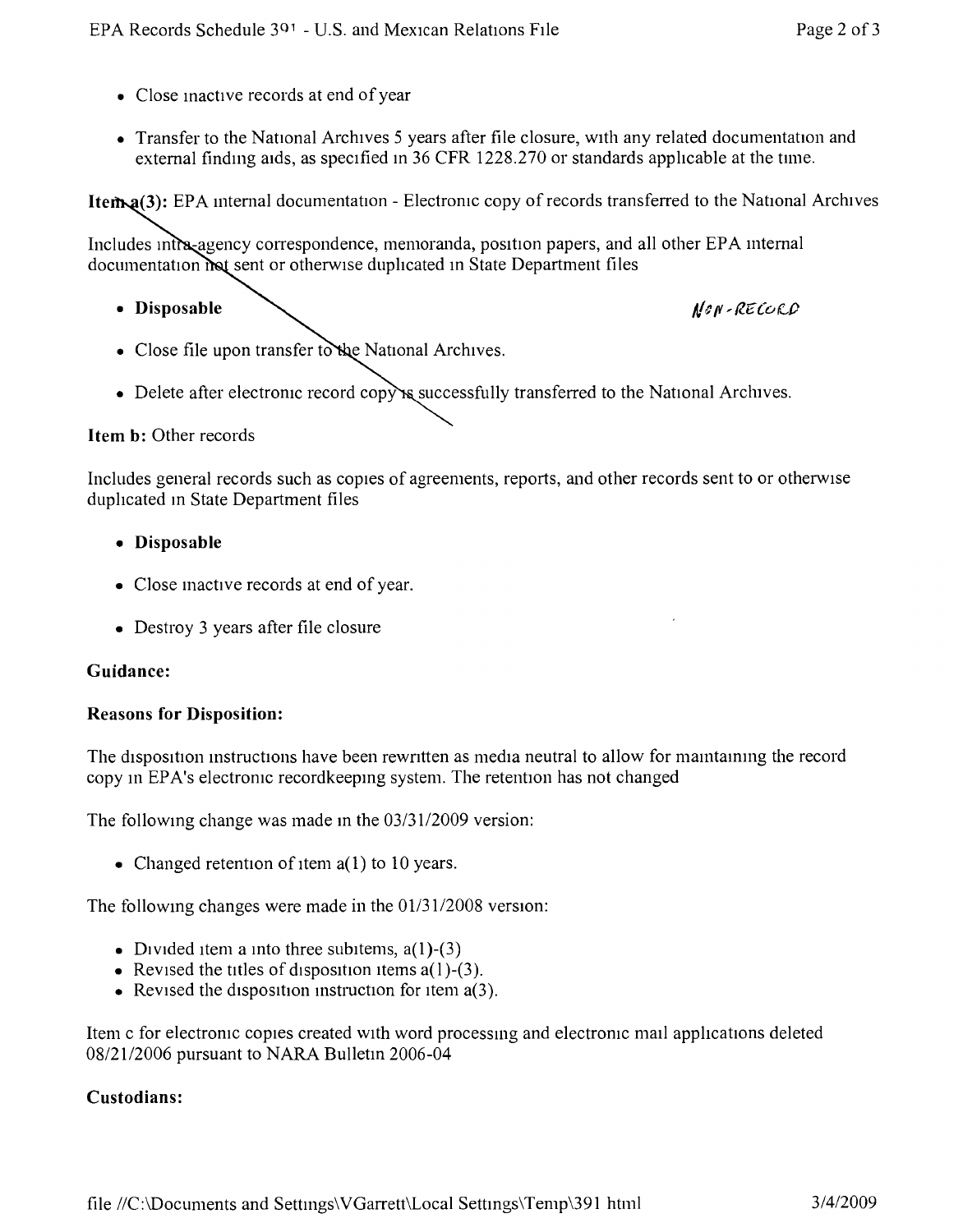- Close inactive records at end of year
- Transfer to the National Archives 5 years after file closure, with any related documentation and external finding aids, as specified in 36 CFR 1228.270 or standards applicable at the time.

**Item a(3):** EPA internal documentation - Electronic copy of records transferred to the National Archives

Includes intra-agency correspondence, memoranda, position papers, and all other EPA internal documentation not sent or otherwise duplicated in State Department files

- **Disposable** NON-RECORD
- Close file upon transfer to the National Archives.
- Delete after electronic record copy is successfully transferred to the National Archives.

**Item b:** Other records

Includes general records such as copies of agreements, reports, and other records sent to or otherwise duplicated in State Department files

- **Disposable**
- Close inactive records at end of year.
- Destroy 3 years after file closure

**Guidance:**

**Reasons for Disposition:**

The disposition instructions have been rewritten as media neutral to allow for maintaining the record copy in EPA's electronic recordkeeping system. The retention has not changed

The following change was made in the 03/31/2009 version:

- Changed retention of item a(1) to 10 years.

The following changes were made in the 01/31/2008 version:

- Divided item a into three subitems, a(1)-(3)
- Revised the titles of disposition items a(1)-(3).
- Revised the disposition instruction for item a(3).

Item c for electronic copies created with word processing and electronic mail applications deleted 08/21/2006 pursuant to NARA Bulletin 2006-04

**Custodians:**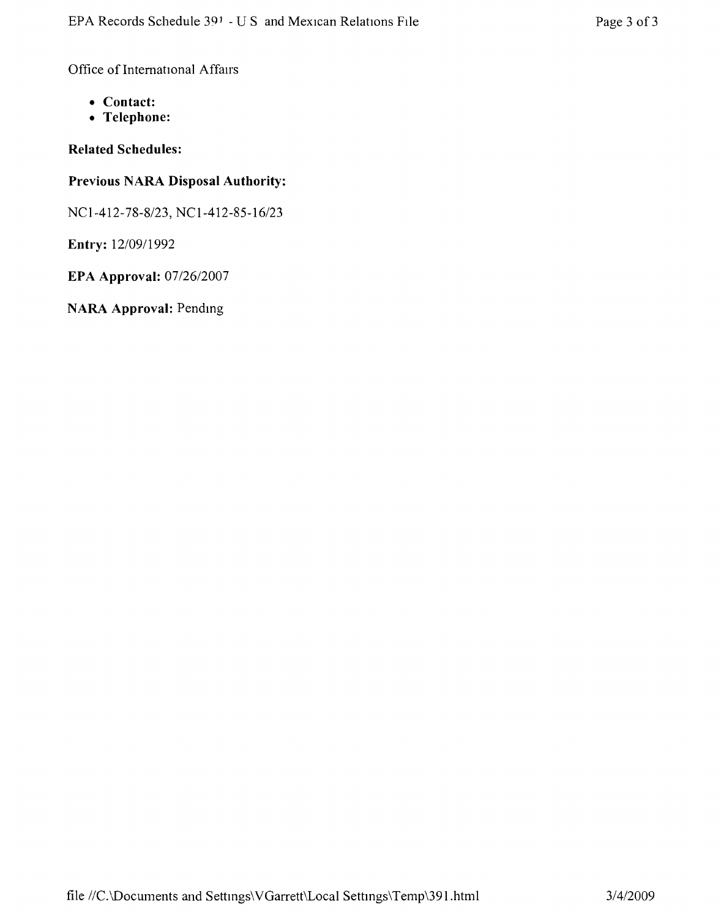Office of International Affairs

- **Contact:**
- **Telephone:**

**Related Schedules:**

**Previous NARA Disposal Authority:**

NC1-412-78-8/23, NC1-412-85-16/23

**Entry:** 12/09/1992

**EPA Approval:** 07/26/2007

**NARA Approval:** Pending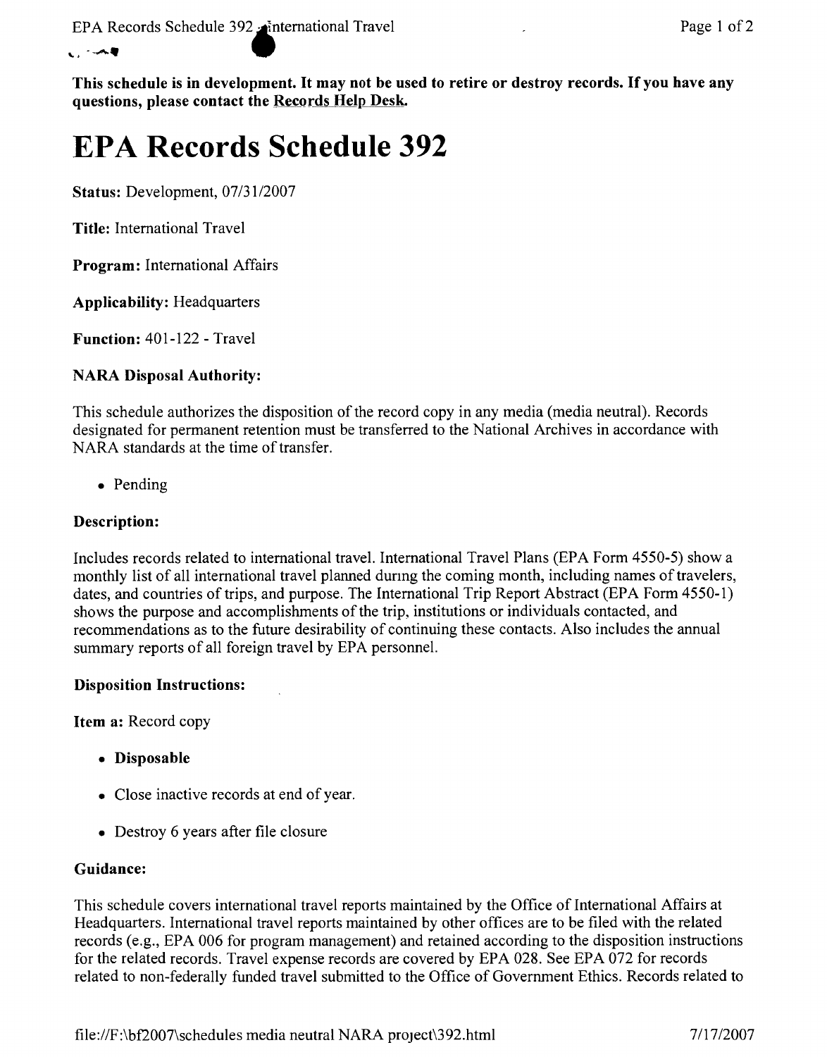This schedule is in development. It may not be used to retire or destroy records. If you have any questions, please contact the Records Help Desk.

# EPA Records Schedule 392

**Status:** Development, 07/31/2007

**Title:** International Travel

**Program:** International Affairs

**Applicability:** Headquarters

**Function:** 401-122 - Travel

**NARA Disposal Authority:**

This schedule authorizes the disposition of the record copy in any media (media neutral). Records designated for permanent retention must be transferred to the National Archives in accordance with NARA standards at the time of transfer.

- Pending

**Description:**

Includes records related to international travel. International Travel Plans (EPA Form 4550-5) show a monthly list of all international travel planned durng the coming month, including names of travelers, dates, and countries of trips, and purpose. The International Trip Report Abstract (EPA Form 4550-1) shows the purpose and accomplishments of the trip, institutions or individuals contacted, and recommendations as to the future desirability of continuing these contacts. Also includes the annual summary reports of all foreign travel by EPA personnel.

**Disposition Instructions:**

**Item a:** Record copy

- **Disposable**
- Close inactive records at end of year.
- Destroy 6 years after file closure

**Guidance:**

This schedule covers international travel reports maintained by the Office of International Affairs at Headquarters. International travel reports maintained by other offices are to be filed with the related records (e.g., EPA 006 for program management) and retained according to the disposition instructions for the related records. Travel expense records are covered by EPA 028. See EPA 072 for records related to non-federally funded travel submitted to the Office of Government Ethics. Records related to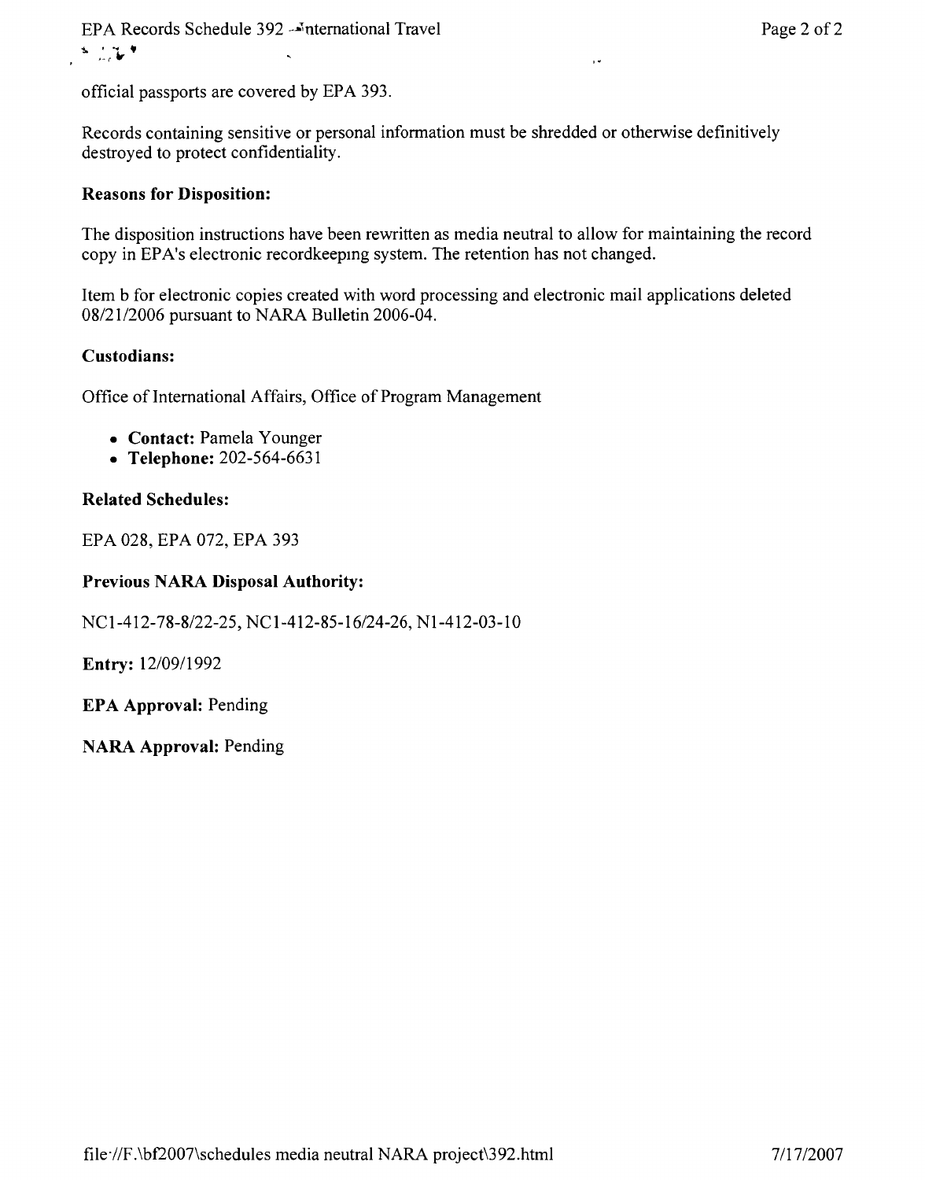official passports are covered by EPA 393.

Records containing sensitive or personal information must be shredded or otherwise definitively destroyed to protect confidentiality.

**Reasons for Disposition:**

The disposition instructions have been rewritten as media neutral to allow for maintaining the record copy in EPA's electronic recordkeeping system. The retention has not changed.

Item b for electronic copies created with word processing and electronic mail applications deleted 08/21/2006 pursuant to NARA Bulletin 2006-04.

**Custodians:**

Office of International Affairs, Office of Program Management

- **Contact:** Pamela Younger
- **Telephone:** 202-564-6631

**Related Schedules:**

EPA 028, EPA 072, EPA 393

**Previous NARA Disposal Authority:**

NC1-412-78-8/22-25, NC1-412-85-16/24-26, N1-412-03-10

**Entry:** 12/09/1992

**EPA Approval:** Pending

**NARA Approval:** Pending